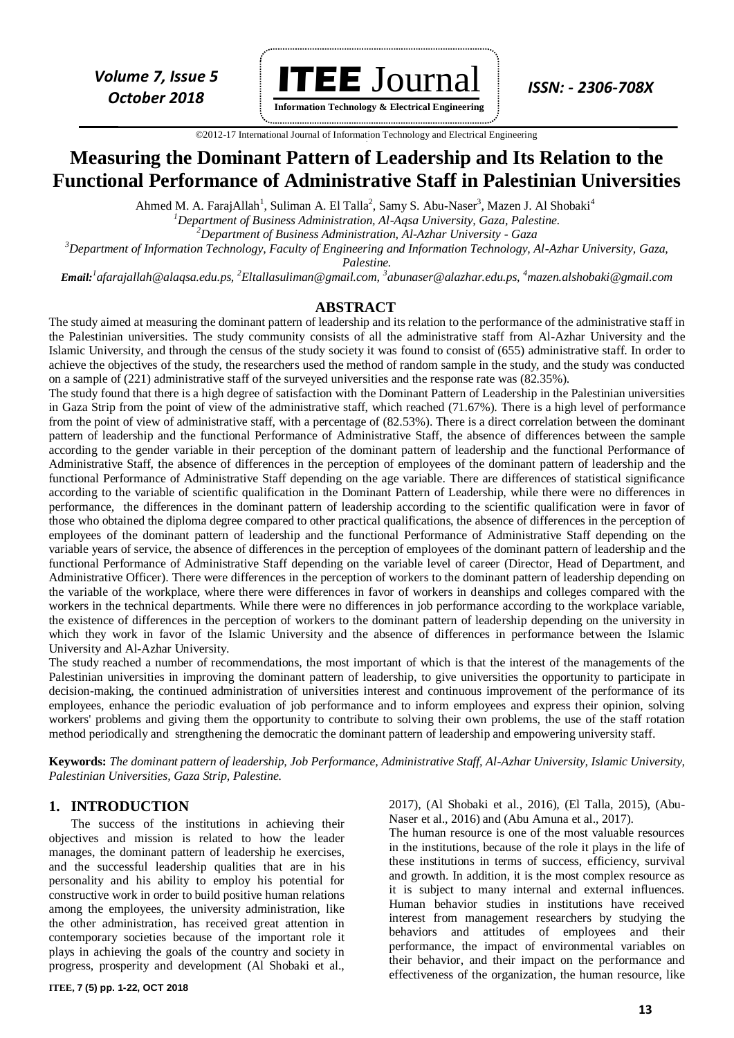# Measuring the Dominant Pattern of Leadership and Its Relation to the Functional Performance of Administrative Staff in Palestinian Universities

Ahmed M. A. FarajAllah[1], Suliman A. El Talla[2], Samy S. Abu-Naser[3], Mazen J. Al Shobaki[4]

[1]*Department of Business Administration, Al-Aqsa University, Gaza, Palestine.*

[2]*Department of Business Administration, Al-Azhar University - Gaza*

[3]*Department of Information Technology, Faculty of Engineering and Information Technology, Al-Azhar University, Gaza, Palestine.*

***Email:***[1]*afarajallah@alaqsa.edu.ps,* [2]*Eltallasuliman@gmail.com,* [3]*abunaser@alazhar.edu.ps,* [4]*mazen.alshobaki@gmail.com*

## ABSTRACT

The study aimed at measuring the dominant pattern of leadership and its relation to the performance of the administrative staff in the Palestinian universities. The study community consists of all the administrative staff from Al-Azhar University and the Islamic University, and through the census of the study society it was found to consist of (655) administrative staff. In order to achieve the objectives of the study, the researchers used the method of random sample in the study, and the study was conducted on a sample of (221) administrative staff of the surveyed universities and the response rate was (82.35%).

The study found that there is a high degree of satisfaction with the Dominant Pattern of Leadership in the Palestinian universities in Gaza Strip from the point of view of the administrative staff, which reached (71.67%). There is a high level of performance from the point of view of administrative staff, with a percentage of (82.53%). There is a direct correlation between the dominant pattern of leadership and the functional Performance of Administrative Staff, the absence of differences between the sample according to the gender variable in their perception of the dominant pattern of leadership and the functional Performance of Administrative Staff, the absence of differences in the perception of employees of the dominant pattern of leadership and the functional Performance of Administrative Staff depending on the age variable. There are differences of statistical significance according to the variable of scientific qualification in the Dominant Pattern of Leadership, while there were no differences in performance, the differences in the dominant pattern of leadership according to the scientific qualification were in favor of those who obtained the diploma degree compared to other practical qualifications, the absence of differences in the perception of employees of the dominant pattern of leadership and the functional Performance of Administrative Staff depending on the variable years of service, the absence of differences in the perception of employees of the dominant pattern of leadership and the functional Performance of Administrative Staff depending on the variable level of career (Director, Head of Department, and Administrative Officer). There were differences in the perception of workers to the dominant pattern of leadership depending on the variable of the workplace, where there were differences in favor of workers in deanships and colleges compared with the workers in the technical departments. While there were no differences in job performance according to the workplace variable, the existence of differences in the perception of workers to the dominant pattern of leadership depending on the university in which they work in favor of the Islamic University and the absence of differences in performance between the Islamic University and Al-Azhar University.

The study reached a number of recommendations, the most important of which is that the interest of the managements of the Palestinian universities in improving the dominant pattern of leadership, to give universities the opportunity to participate in decision-making, the continued administration of universities interest and continuous improvement of the performance of its employees, enhance the periodic evaluation of job performance and to inform employees and express their opinion, solving workers' problems and giving them the opportunity to contribute to solving their own problems, the use of the staff rotation method periodically and strengthening the democratic the dominant pattern of leadership and empowering university staff.

**Keywords:** *The dominant pattern of leadership, Job Performance, Administrative Staff, Al-Azhar University, Islamic University, Palestinian Universities, Gaza Strip, Palestine.*

## 1. INTRODUCTION

The success of the institutions in achieving their objectives and mission is related to how the leader manages, the dominant pattern of leadership he exercises, and the successful leadership qualities that are in his personality and his ability to employ his potential for constructive work in order to build positive human relations among the employees, the university administration, like the other administration, has received great attention in contemporary societies because of the important role it plays in achieving the goals of the country and society in progress, prosperity and development (Al Shobaki et al., 2017), (Al Shobaki et al., 2016), (El Talla, 2015), (Abu-Naser et al., 2016) and (Abu Amuna et al., 2017).

The human resource is one of the most valuable resources in the institutions, because of the role it plays in the life of these institutions in terms of success, efficiency, survival and growth. In addition, it is the most complex resource as it is subject to many internal and external influences. Human behavior studies in institutions have received interest from management researchers by studying the behaviors and attitudes of employees and their performance, the impact of environmental variables on their behavior, and their impact on the performance and effectiveness of the organization, the human resource, like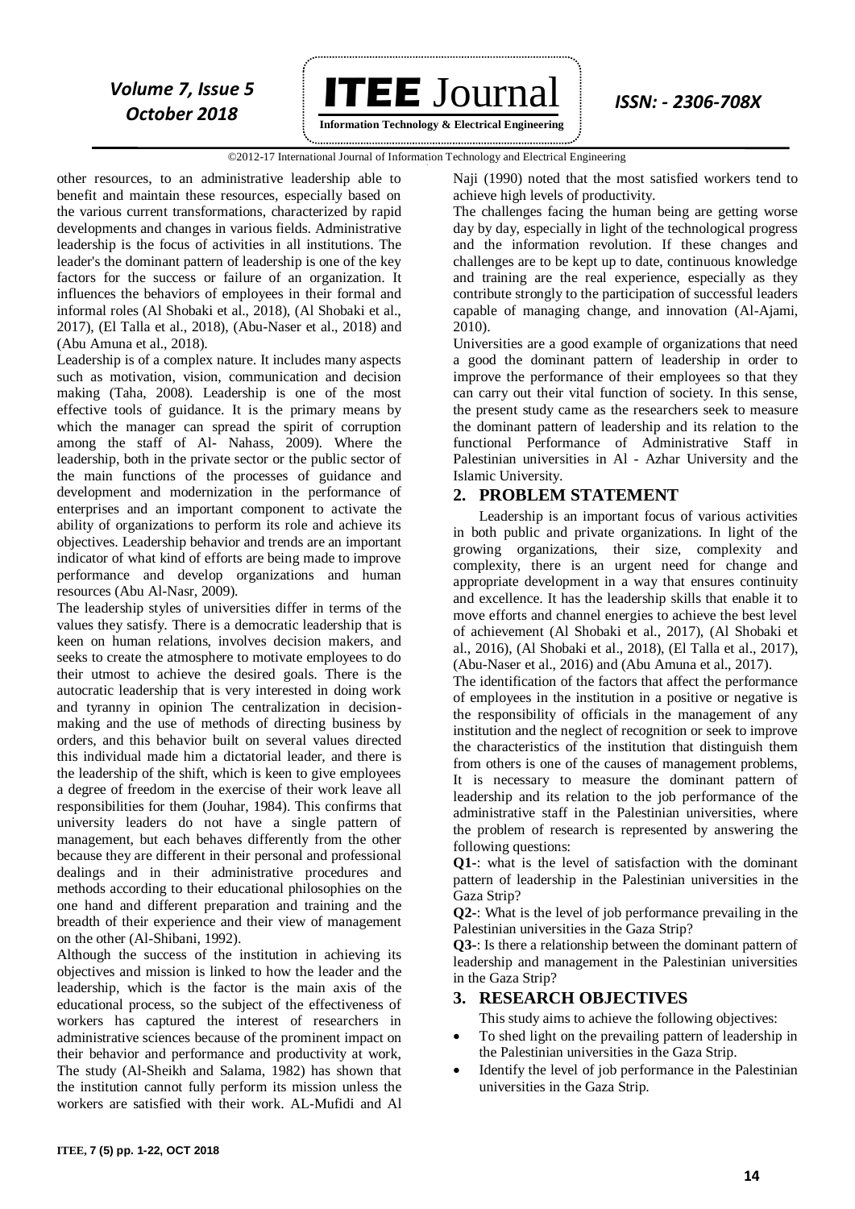other resources, to an administrative leadership able to benefit and maintain these resources, especially based on the various current transformations, characterized by rapid developments and changes in various fields. Administrative leadership is the focus of activities in all institutions. The leader's the dominant pattern of leadership is one of the key factors for the success or failure of an organization. It influences the behaviors of employees in their formal and informal roles (Al Shobaki et al., 2018), (Al Shobaki et al., 2017), (El Talla et al., 2018), (Abu-Naser et al., 2018) and (Abu Amuna et al., 2018).

Leadership is of a complex nature. It includes many aspects such as motivation, vision, communication and decision making (Taha, 2008). Leadership is one of the most effective tools of guidance. It is the primary means by which the manager can spread the spirit of corruption among the staff of Al- Nahass, 2009). Where the leadership, both in the private sector or the public sector of the main functions of the processes of guidance and development and modernization in the performance of enterprises and an important component to activate the ability of organizations to perform its role and achieve its objectives. Leadership behavior and trends are an important indicator of what kind of efforts are being made to improve performance and develop organizations and human resources (Abu Al-Nasr, 2009).

The leadership styles of universities differ in terms of the values they satisfy. There is a democratic leadership that is keen on human relations, involves decision makers, and seeks to create the atmosphere to motivate employees to do their utmost to achieve the desired goals. There is the autocratic leadership that is very interested in doing work and tyranny in opinion The centralization in decision-making and the use of methods of directing business by orders, and this behavior built on several values directed this individual made him a dictatorial leader, and there is the leadership of the shift, which is keen to give employees a degree of freedom in the exercise of their work leave all responsibilities for them (Jouhar, 1984). This confirms that university leaders do not have a single pattern of management, but each behaves differently from the other because they are different in their personal and professional dealings and in their administrative procedures and methods according to their educational philosophies on the one hand and different preparation and training and the breadth of their experience and their view of management on the other (Al-Shibani, 1992).

Although the success of the institution in achieving its objectives and mission is linked to how the leader and the leadership, which is the factor is the main axis of the educational process, so the subject of the effectiveness of workers has captured the interest of researchers in administrative sciences because of the prominent impact on their behavior and performance and productivity at work, The study (Al-Sheikh and Salama, 1982) has shown that the institution cannot fully perform its mission unless the workers are satisfied with their work. AL-Mufidi and Al Naji (1990) noted that the most satisfied workers tend to achieve high levels of productivity.

The challenges facing the human being are getting worse day by day, especially in light of the technological progress and the information revolution. If these changes and challenges are to be kept up to date, continuous knowledge and training are the real experience, especially as they contribute strongly to the participation of successful leaders capable of managing change, and innovation (Al-Ajami, 2010).

Universities are a good example of organizations that need a good the dominant pattern of leadership in order to improve the performance of their employees so that they can carry out their vital function of society. In this sense, the present study came as the researchers seek to measure the dominant pattern of leadership and its relation to the functional Performance of Administrative Staff in Palestinian universities in Al - Azhar University and the Islamic University.

## 2. PROBLEM STATEMENT

Leadership is an important focus of various activities in both public and private organizations. In light of the growing organizations, their size, complexity and complexity, there is an urgent need for change and appropriate development in a way that ensures continuity and excellence. It has the leadership skills that enable it to move efforts and channel energies to achieve the best level of achievement (Al Shobaki et al., 2017), (Al Shobaki et al., 2016), (Al Shobaki et al., 2018), (El Talla et al., 2017), (Abu-Naser et al., 2016) and (Abu Amuna et al., 2017).

The identification of the factors that affect the performance of employees in the institution in a positive or negative is the responsibility of officials in the management of any institution and the neglect of recognition or seek to improve the characteristics of the institution that distinguish them from others is one of the causes of management problems, It is necessary to measure the dominant pattern of leadership and its relation to the job performance of the administrative staff in the Palestinian universities, where the problem of research is represented by answering the following questions:

**Q1-**: what is the level of satisfaction with the dominant pattern of leadership in the Palestinian universities in the Gaza Strip?

**Q2-**: What is the level of job performance prevailing in the Palestinian universities in the Gaza Strip?

**Q3-**: Is there a relationship between the dominant pattern of leadership and management in the Palestinian universities in the Gaza Strip?

## 3. RESEARCH OBJECTIVES

This study aims to achieve the following objectives:

- To shed light on the prevailing pattern of leadership in the Palestinian universities in the Gaza Strip.
- Identify the level of job performance in the Palestinian universities in the Gaza Strip.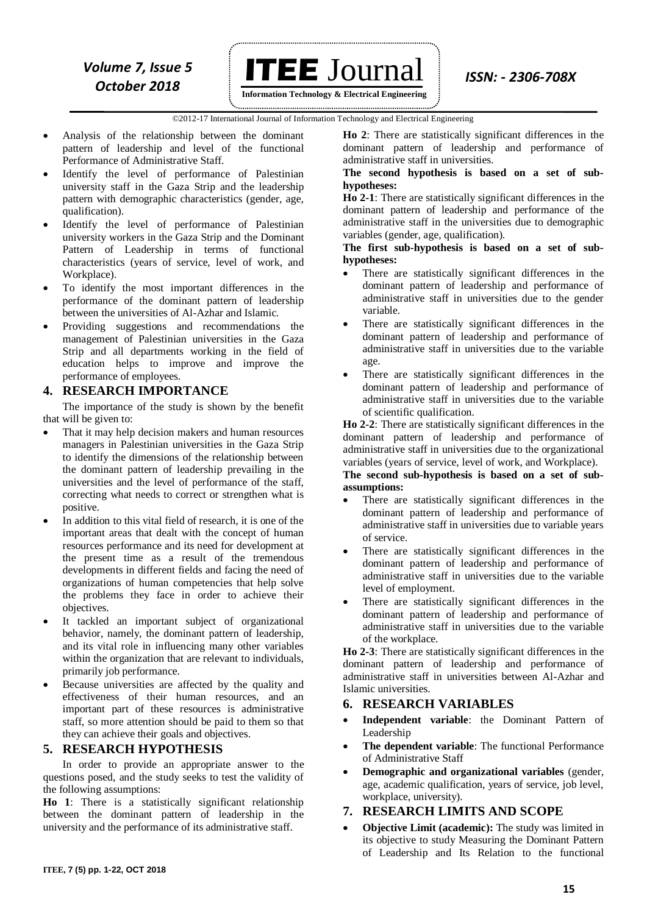- Analysis of the relationship between the dominant pattern of leadership and level of the functional Performance of Administrative Staff.
- Identify the level of performance of Palestinian university staff in the Gaza Strip and the leadership pattern with demographic characteristics (gender, age, qualification).
- Identify the level of performance of Palestinian university workers in the Gaza Strip and the Dominant Pattern of Leadership in terms of functional characteristics (years of service, level of work, and Workplace).
- To identify the most important differences in the performance of the dominant pattern of leadership between the universities of Al-Azhar and Islamic.
- Providing suggestions and recommendations the management of Palestinian universities in the Gaza Strip and all departments working in the field of education helps to improve and improve the performance of employees.

## 4. RESEARCH IMPORTANCE

The importance of the study is shown by the benefit that will be given to:

- That it may help decision makers and human resources managers in Palestinian universities in the Gaza Strip to identify the dimensions of the relationship between the dominant pattern of leadership prevailing in the universities and the level of performance of the staff, correcting what needs to correct or strengthen what is positive.
- In addition to this vital field of research, it is one of the important areas that dealt with the concept of human resources performance and its need for development at the present time as a result of the tremendous developments in different fields and facing the need of organizations of human competencies that help solve the problems they face in order to achieve their objectives.
- It tackled an important subject of organizational behavior, namely, the dominant pattern of leadership, and its vital role in influencing many other variables within the organization that are relevant to individuals, primarily job performance.
- Because universities are affected by the quality and effectiveness of their human resources, and an important part of these resources is administrative staff, so more attention should be paid to them so that they can achieve their goals and objectives.

## 5. RESEARCH HYPOTHESIS

In order to provide an appropriate answer to the questions posed, and the study seeks to test the validity of the following assumptions:

**Ho 1**: There is a statistically significant relationship between the dominant pattern of leadership in the university and the performance of its administrative staff.

**Ho 2**: There are statistically significant differences in the dominant pattern of leadership and performance of administrative staff in universities.

**The second hypothesis is based on a set of sub-hypotheses:**

**Ho 2-1**: There are statistically significant differences in the dominant pattern of leadership and performance of the administrative staff in the universities due to demographic variables (gender, age, qualification).

**The first sub-hypothesis is based on a set of sub-hypotheses:**

- There are statistically significant differences in the dominant pattern of leadership and performance of administrative staff in universities due to the gender variable.
- There are statistically significant differences in the dominant pattern of leadership and performance of administrative staff in universities due to the variable age.
- There are statistically significant differences in the dominant pattern of leadership and performance of administrative staff in universities due to the variable of scientific qualification.

**Ho 2-2**: There are statistically significant differences in the dominant pattern of leadership and performance of administrative staff in universities due to the organizational variables (years of service, level of work, and Workplace).

**The second sub-hypothesis is based on a set of sub-assumptions:**

- There are statistically significant differences in the dominant pattern of leadership and performance of administrative staff in universities due to variable years of service.
- There are statistically significant differences in the dominant pattern of leadership and performance of administrative staff in universities due to the variable level of employment.
- There are statistically significant differences in the dominant pattern of leadership and performance of administrative staff in universities due to the variable of the workplace.

**Ho 2-3**: There are statistically significant differences in the dominant pattern of leadership and performance of administrative staff in universities between Al-Azhar and Islamic universities.

## 6. RESEARCH VARIABLES

- **Independent variable**: the Dominant Pattern of Leadership
- **The dependent variable**: The functional Performance of Administrative Staff
- **Demographic and organizational variables** (gender, age, academic qualification, years of service, job level, workplace, university).

## 7. RESEARCH LIMITS AND SCOPE

- **Objective Limit (academic):** The study was limited in its objective to study Measuring the Dominant Pattern of Leadership and Its Relation to the functional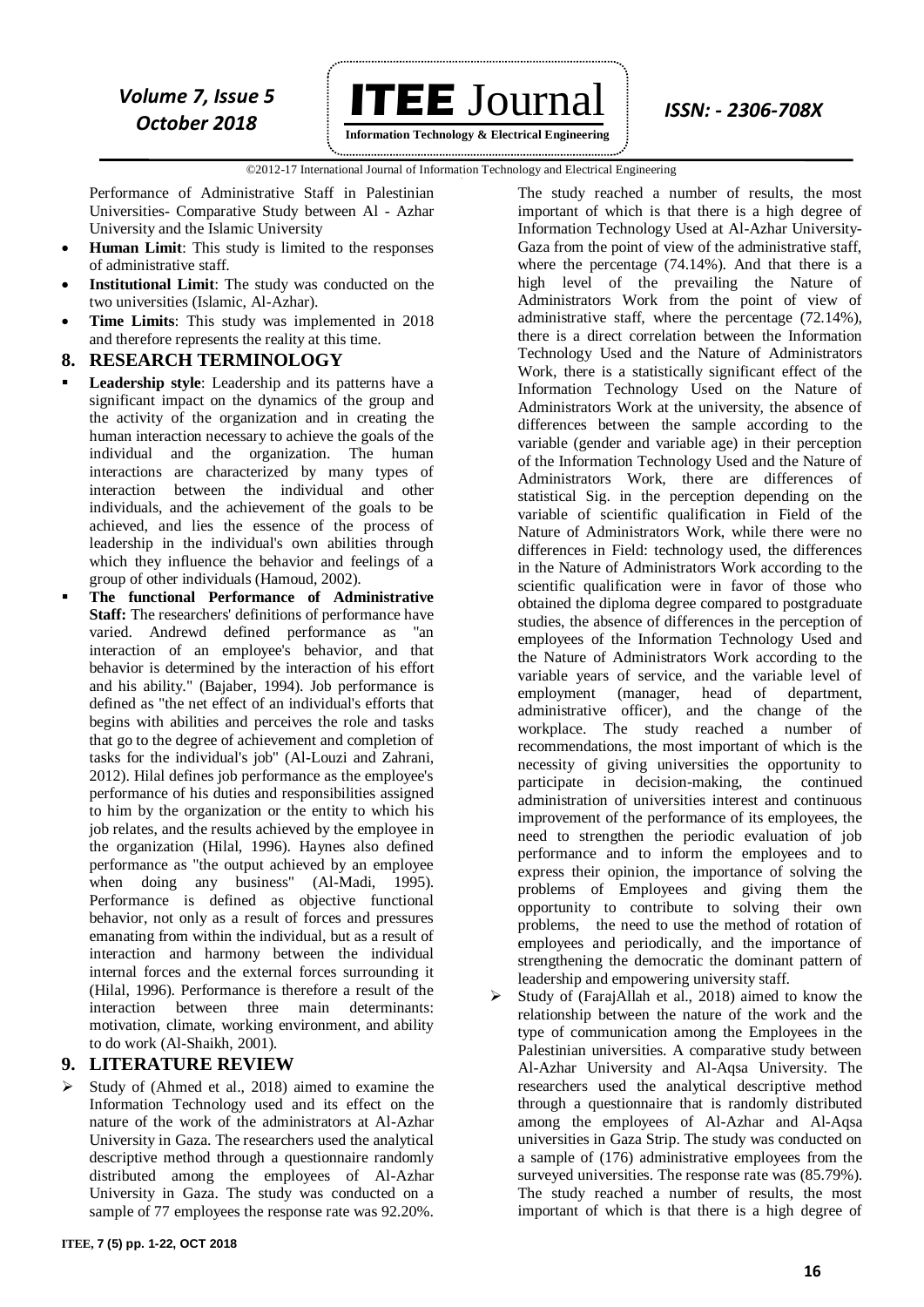Performance of Administrative Staff in Palestinian Universities- Comparative Study between Al - Azhar University and the Islamic University

- **Human Limit**: This study is limited to the responses of administrative staff.
- **Institutional Limit**: The study was conducted on the two universities (Islamic, Al-Azhar).
- **Time Limits**: This study was implemented in 2018 and therefore represents the reality at this time.

## 8. RESEARCH TERMINOLOGY

- **Leadership style**: Leadership and its patterns have a significant impact on the dynamics of the group and the activity of the organization and in creating the human interaction necessary to achieve the goals of the individual and the organization. The human interactions are characterized by many types of interaction between the individual and other individuals, and the achievement of the goals to be achieved, and lies the essence of the process of leadership in the individual's own abilities through which they influence the behavior and feelings of a group of other individuals (Hamoud, 2002).
- **The functional Performance of Administrative Staff:** The researchers' definitions of performance have varied. Andrewd defined performance as "an interaction of an employee's behavior, and that behavior is determined by the interaction of his effort and his ability." (Bajaber, 1994). Job performance is defined as "the net effect of an individual's efforts that begins with abilities and perceives the role and tasks that go to the degree of achievement and completion of tasks for the individual's job" (Al-Louzi and Zahrani, 2012). Hilal defines job performance as the employee's performance of his duties and responsibilities assigned to him by the organization or the entity to which his job relates, and the results achieved by the employee in the organization (Hilal, 1996). Haynes also defined performance as "the output achieved by an employee when doing any business" (Al-Madi, 1995). Performance is defined as objective functional behavior, not only as a result of forces and pressures emanating from within the individual, but as a result of interaction and harmony between the individual internal forces and the external forces surrounding it (Hilal, 1996). Performance is therefore a result of the interaction between three main determinants: motivation, climate, working environment, and ability to do work (Al-Shaikh, 2001).

## 9. LITERATURE REVIEW

- Study of (Ahmed et al., 2018) aimed to examine the Information Technology used and its effect on the nature of the work of the administrators at Al-Azhar University in Gaza. The researchers used the analytical descriptive method through a questionnaire randomly distributed among the employees of Al-Azhar University in Gaza. The study was conducted on a sample of 77 employees the response rate was 92.20%. The study reached a number of results, the most important of which is that there is a high degree of Information Technology Used at Al-Azhar University-Gaza from the point of view of the administrative staff, where the percentage (74.14%). And that there is a high level of the prevailing the Nature of Administrators Work from the point of view of administrative staff, where the percentage (72.14%), there is a direct correlation between the Information Technology Used and the Nature of Administrators Work, there is a statistically significant effect of the Information Technology Used on the Nature of Administrators Work at the university, the absence of differences between the sample according to the variable (gender and variable age) in their perception of the Information Technology Used and the Nature of Administrators Work, there are differences of statistical Sig. in the perception depending on the variable of scientific qualification in Field of the Nature of Administrators Work, while there were no differences in Field: technology used, the differences in the Nature of Administrators Work according to the scientific qualification were in favor of those who obtained the diploma degree compared to postgraduate studies, the absence of differences in the perception of employees of the Information Technology Used and the Nature of Administrators Work according to the variable years of service, and the variable level of employment (manager, head of department, administrative officer), and the change of the workplace. The study reached a number of recommendations, the most important of which is the necessity of giving universities the opportunity to participate in decision-making, the continued administration of universities interest and continuous improvement of the performance of its employees, the need to strengthen the periodic evaluation of job performance and to inform the employees and to express their opinion, the importance of solving the problems of Employees and giving them the opportunity to contribute to solving their own problems, the need to use the method of rotation of employees and periodically, and the importance of strengthening the democratic the dominant pattern of leadership and empowering university staff.
- Study of (FarajAllah et al., 2018) aimed to know the relationship between the nature of the work and the type of communication among the Employees in the Palestinian universities. A comparative study between Al-Azhar University and Al-Aqsa University. The researchers used the analytical descriptive method through a questionnaire that is randomly distributed among the employees of Al-Azhar and Al-Aqsa universities in Gaza Strip. The study was conducted on a sample of (176) administrative employees from the surveyed universities. The response rate was (85.79%). The study reached a number of results, the most important of which is that there is a high degree of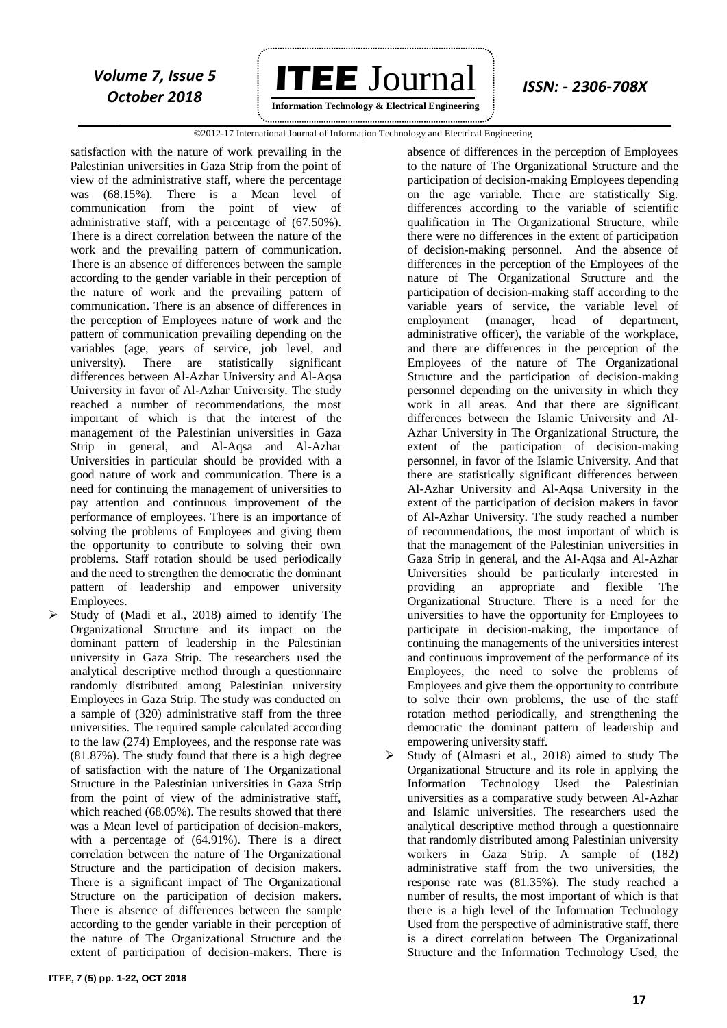satisfaction with the nature of work prevailing in the Palestinian universities in Gaza Strip from the point of view of the administrative staff, where the percentage was (68.15%). There is a Mean level of communication from the point of view of administrative staff, with a percentage of (67.50%). There is a direct correlation between the nature of the work and the prevailing pattern of communication. There is an absence of differences between the sample according to the gender variable in their perception of the nature of work and the prevailing pattern of communication. There is an absence of differences in the perception of Employees nature of work and the pattern of communication prevailing depending on the variables (age, years of service, job level, and university). There are statistically significant differences between Al-Azhar University and Al-Aqsa University in favor of Al-Azhar University. The study reached a number of recommendations, the most important of which is that the interest of the management of the Palestinian universities in Gaza Strip in general, and Al-Aqsa and Al-Azhar Universities in particular should be provided with a good nature of work and communication. There is a need for continuing the management of universities to pay attention and continuous improvement of the performance of employees. There is an importance of solving the problems of Employees and giving them the opportunity to contribute to solving their own problems. Staff rotation should be used periodically and the need to strengthen the democratic the dominant pattern of leadership and empower university Employees.

- Study of (Madi et al., 2018) aimed to identify The Organizational Structure and its impact on the dominant pattern of leadership in the Palestinian university in Gaza Strip. The researchers used the analytical descriptive method through a questionnaire randomly distributed among Palestinian university Employees in Gaza Strip. The study was conducted on a sample of (320) administrative staff from the three universities. The required sample calculated according to the law (274) Employees, and the response rate was (81.87%). The study found that there is a high degree of satisfaction with the nature of The Organizational Structure in the Palestinian universities in Gaza Strip from the point of view of the administrative staff, which reached (68.05%). The results showed that there was a Mean level of participation of decision-makers, with a percentage of (64.91%). There is a direct correlation between the nature of The Organizational Structure and the participation of decision makers. There is a significant impact of The Organizational Structure on the participation of decision makers. There is absence of differences between the sample according to the gender variable in their perception of the nature of The Organizational Structure and the extent of participation of decision-makers. There is absence of differences in the perception of Employees to the nature of The Organizational Structure and the participation of decision-making Employees depending on the age variable. There are statistically Sig. differences according to the variable of scientific qualification in The Organizational Structure, while there were no differences in the extent of participation of decision-making personnel. And the absence of differences in the perception of the Employees of the nature of The Organizational Structure and the participation of decision-making staff according to the variable years of service, the variable level of employment (manager, head of department, administrative officer), the variable of the workplace, and there are differences in the perception of the Employees of the nature of The Organizational Structure and the participation of decision-making personnel depending on the university in which they work in all areas. And that there are significant differences between the Islamic University and Al-Azhar University in The Organizational Structure, the extent of the participation of decision-making personnel, in favor of the Islamic University. And that there are statistically significant differences between Al-Azhar University and Al-Aqsa University in the extent of the participation of decision makers in favor of Al-Azhar University. The study reached a number of recommendations, the most important of which is that the management of the Palestinian universities in Gaza Strip in general, and the Al-Aqsa and Al-Azhar Universities should be particularly interested in providing an appropriate and flexible The Organizational Structure. There is a need for the universities to have the opportunity for Employees to participate in decision-making, the importance of continuing the managements of the universities interest and continuous improvement of the performance of its Employees, the need to solve the problems of Employees and give them the opportunity to contribute to solve their own problems, the use of the staff rotation method periodically, and strengthening the democratic the dominant pattern of leadership and empowering university staff.
- Study of (Almasri et al., 2018) aimed to study The Organizational Structure and its role in applying the Information Technology Used the Palestinian universities as a comparative study between Al-Azhar and Islamic universities. The researchers used the analytical descriptive method through a questionnaire that randomly distributed among Palestinian university workers in Gaza Strip. A sample of (182) administrative staff from the two universities, the response rate was (81.35%). The study reached a number of results, the most important of which is that there is a high level of the Information Technology Used from the perspective of administrative staff, there is a direct correlation between The Organizational Structure and the Information Technology Used, the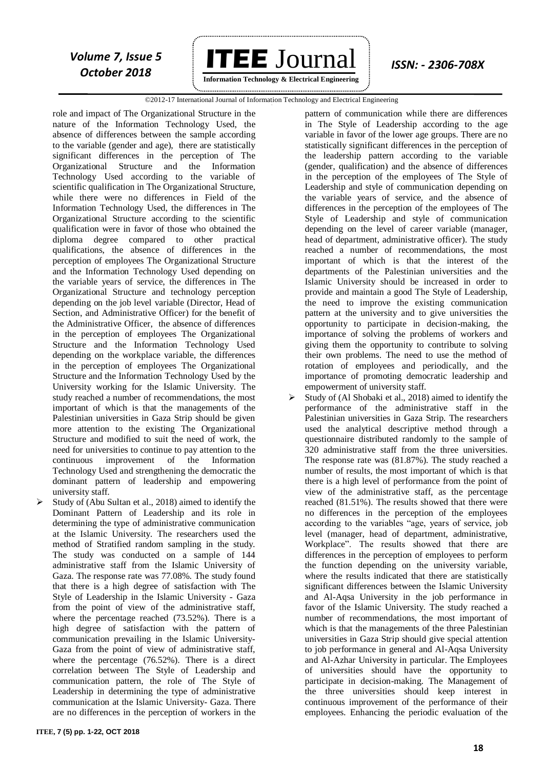role and impact of The Organizational Structure in the nature of the Information Technology Used, the absence of differences between the sample according to the variable (gender and age), there are statistically significant differences in the perception of The Organizational Structure and the Information Technology Used according to the variable of scientific qualification in The Organizational Structure, while there were no differences in Field of the Information Technology Used, the differences in The Organizational Structure according to the scientific qualification were in favor of those who obtained the diploma degree compared to other practical qualifications, the absence of differences in the perception of employees The Organizational Structure and the Information Technology Used depending on the variable years of service, the differences in The Organizational Structure and technology perception depending on the job level variable (Director, Head of Section, and Administrative Officer) for the benefit of the Administrative Officer, the absence of differences in the perception of employees The Organizational Structure and the Information Technology Used depending on the workplace variable, the differences in the perception of employees The Organizational Structure and the Information Technology Used by the University working for the Islamic University. The study reached a number of recommendations, the most important of which is that the managements of the Palestinian universities in Gaza Strip should be given more attention to the existing The Organizational Structure and modified to suit the need of work, the need for universities to continue to pay attention to the continuous improvement of the Information Technology Used and strengthening the democratic the dominant pattern of leadership and empowering university staff.

- Study of (Abu Sultan et al., 2018) aimed to identify the Dominant Pattern of Leadership and its role in determining the type of administrative communication at the Islamic University. The researchers used the method of Stratified random sampling in the study. The study was conducted on a sample of 144 administrative staff from the Islamic University of Gaza. The response rate was 77.08%. The study found that there is a high degree of satisfaction with The Style of Leadership in the Islamic University - Gaza from the point of view of the administrative staff, where the percentage reached (73.52%). There is a high degree of satisfaction with the pattern of communication prevailing in the Islamic University-Gaza from the point of view of administrative staff, where the percentage (76.52%). There is a direct correlation between The Style of Leadership and communication pattern, the role of The Style of Leadership in determining the type of administrative communication at the Islamic University- Gaza. There are no differences in the perception of workers in the pattern of communication while there are differences in The Style of Leadership according to the age variable in favor of the lower age groups. There are no statistically significant differences in the perception of the leadership pattern according to the variable (gender, qualification) and the absence of differences in the perception of the employees of The Style of Leadership and style of communication depending on the variable years of service, and the absence of differences in the perception of the employees of The Style of Leadership and style of communication depending on the level of career variable (manager, head of department, administrative officer). The study reached a number of recommendations, the most important of which is that the interest of the departments of the Palestinian universities and the Islamic University should be increased in order to provide and maintain a good The Style of Leadership, the need to improve the existing communication pattern at the university and to give universities the opportunity to participate in decision-making, the importance of solving the problems of workers and giving them the opportunity to contribute to solving their own problems. The need to use the method of rotation of employees and periodically, and the importance of promoting democratic leadership and empowerment of university staff.
- Study of (Al Shobaki et al., 2018) aimed to identify the performance of the administrative staff in the Palestinian universities in Gaza Strip. The researchers used the analytical descriptive method through a questionnaire distributed randomly to the sample of 320 administrative staff from the three universities. The response rate was (81.87%). The study reached a number of results, the most important of which is that there is a high level of performance from the point of view of the administrative staff, as the percentage reached (81.51%). The results showed that there were no differences in the perception of the employees according to the variables "age, years of service, job level (manager, head of department, administrative, Workplace". The results showed that there are differences in the perception of employees to perform the function depending on the university variable, where the results indicated that there are statistically significant differences between the Islamic University and Al-Aqsa University in the job performance in favor of the Islamic University. The study reached a number of recommendations, the most important of which is that the managements of the three Palestinian universities in Gaza Strip should give special attention to job performance in general and Al-Aqsa University and Al-Azhar University in particular. The Employees of universities should have the opportunity to participate in decision-making. The Management of the three universities should keep interest in continuous improvement of the performance of their employees. Enhancing the periodic evaluation of the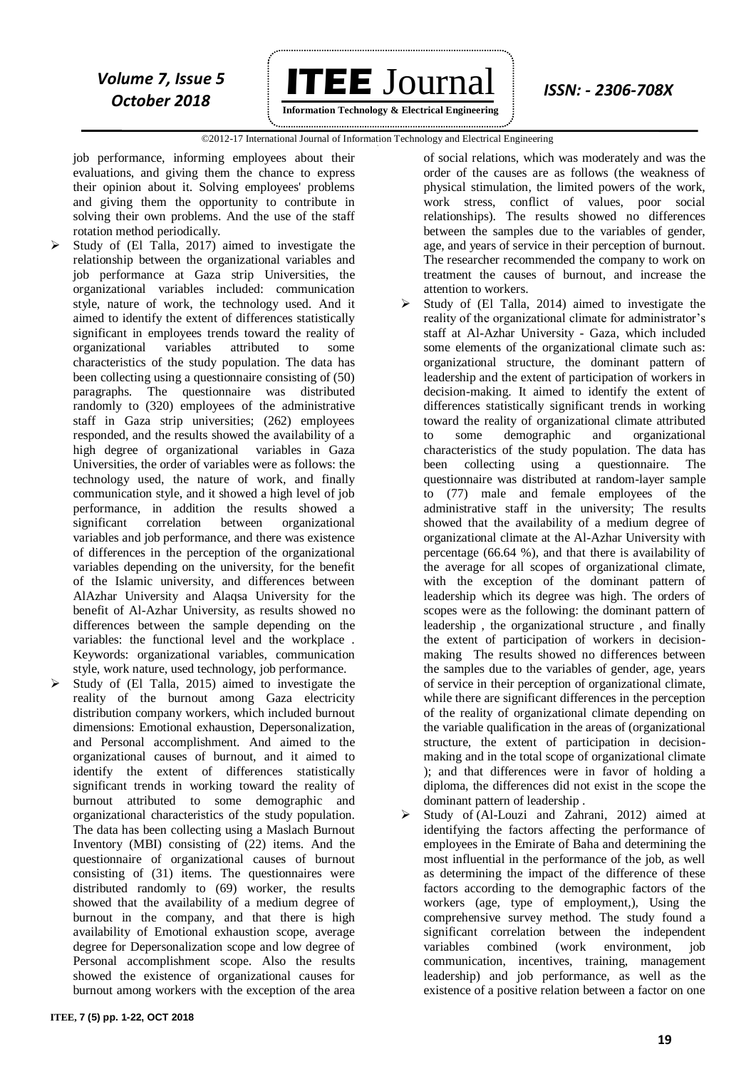job performance, informing employees about their evaluations, and giving them the chance to express their opinion about it. Solving employees' problems and giving them the opportunity to contribute in solving their own problems. And the use of the staff rotation method periodically.

- Study of (El Talla, 2017) aimed to investigate the relationship between the organizational variables and job performance at Gaza strip Universities, the organizational variables included: communication style, nature of work, the technology used. And it aimed to identify the extent of differences statistically significant in employees trends toward the reality of organizational variables attributed to some characteristics of the study population. The data has been collecting using a questionnaire consisting of (50) paragraphs. The questionnaire was distributed randomly to (320) employees of the administrative staff in Gaza strip universities; (262) employees responded, and the results showed the availability of a high degree of organizational variables in Gaza Universities, the order of variables were as follows: the technology used, the nature of work, and finally communication style, and it showed a high level of job performance, in addition the results showed a significant correlation between organizational variables and job performance, and there was existence of differences in the perception of the organizational variables depending on the university, for the benefit of the Islamic university, and differences between AlAzhar University and Alaqsa University for the benefit of Al-Azhar University, as results showed no differences between the sample depending on the variables: the functional level and the workplace . Keywords: organizational variables, communication style, work nature, used technology, job performance.
- Study of (El Talla, 2015) aimed to investigate the reality of the burnout among Gaza electricity distribution company workers, which included burnout dimensions: Emotional exhaustion, Depersonalization, and Personal accomplishment. And aimed to the organizational causes of burnout, and it aimed to identify the extent of differences statistically significant trends in working toward the reality of burnout attributed to some demographic and organizational characteristics of the study population. The data has been collecting using a Maslach Burnout Inventory (MBI) consisting of (22) items. And the questionnaire of organizational causes of burnout consisting of (31) items. The questionnaires were distributed randomly to (69) worker, the results showed that the availability of a medium degree of burnout in the company, and that there is high availability of Emotional exhaustion scope, average degree for Depersonalization scope and low degree of Personal accomplishment scope. Also the results showed the existence of organizational causes for burnout among workers with the exception of the area of social relations, which was moderately and was the order of the causes are as follows (the weakness of physical stimulation, the limited powers of the work, work stress, conflict of values, poor social relationships). The results showed no differences between the samples due to the variables of gender, age, and years of service in their perception of burnout. The researcher recommended the company to work on treatment the causes of burnout, and increase the attention to workers.
- Study of (El Talla, 2014) aimed to investigate the reality of the organizational climate for administrator's staff at Al-Azhar University - Gaza, which included some elements of the organizational climate such as: organizational structure, the dominant pattern of leadership and the extent of participation of workers in decision-making. It aimed to identify the extent of differences statistically significant trends in working toward the reality of organizational climate attributed to some demographic and organizational characteristics of the study population. The data has been collecting using a questionnaire. The questionnaire was distributed at random-layer sample to (77) male and female employees of the administrative staff in the university; The results showed that the availability of a medium degree of organizational climate at the Al-Azhar University with percentage (66.64 %), and that there is availability of the average for all scopes of organizational climate, with the exception of the dominant pattern of leadership which its degree was high. The orders of scopes were as the following: the dominant pattern of leadership , the organizational structure , and finally the extent of participation of workers in decision-making The results showed no differences between the samples due to the variables of gender, age, years of service in their perception of organizational climate, while there are significant differences in the perception of the reality of organizational climate depending on the variable qualification in the areas of (organizational structure, the extent of participation in decision-making and in the total scope of organizational climate ); and that differences were in favor of holding a diploma, the differences did not exist in the scope the dominant pattern of leadership .
- Study of (Al-Louzi and Zahrani, 2012) aimed at identifying the factors affecting the performance of employees in the Emirate of Baha and determining the most influential in the performance of the job, as well as determining the impact of the difference of these factors according to the demographic factors of the workers (age, type of employment,), Using the comprehensive survey method. The study found a significant correlation between the independent variables combined (work environment, job communication, incentives, training, management leadership) and job performance, as well as the existence of a positive relation between a factor on one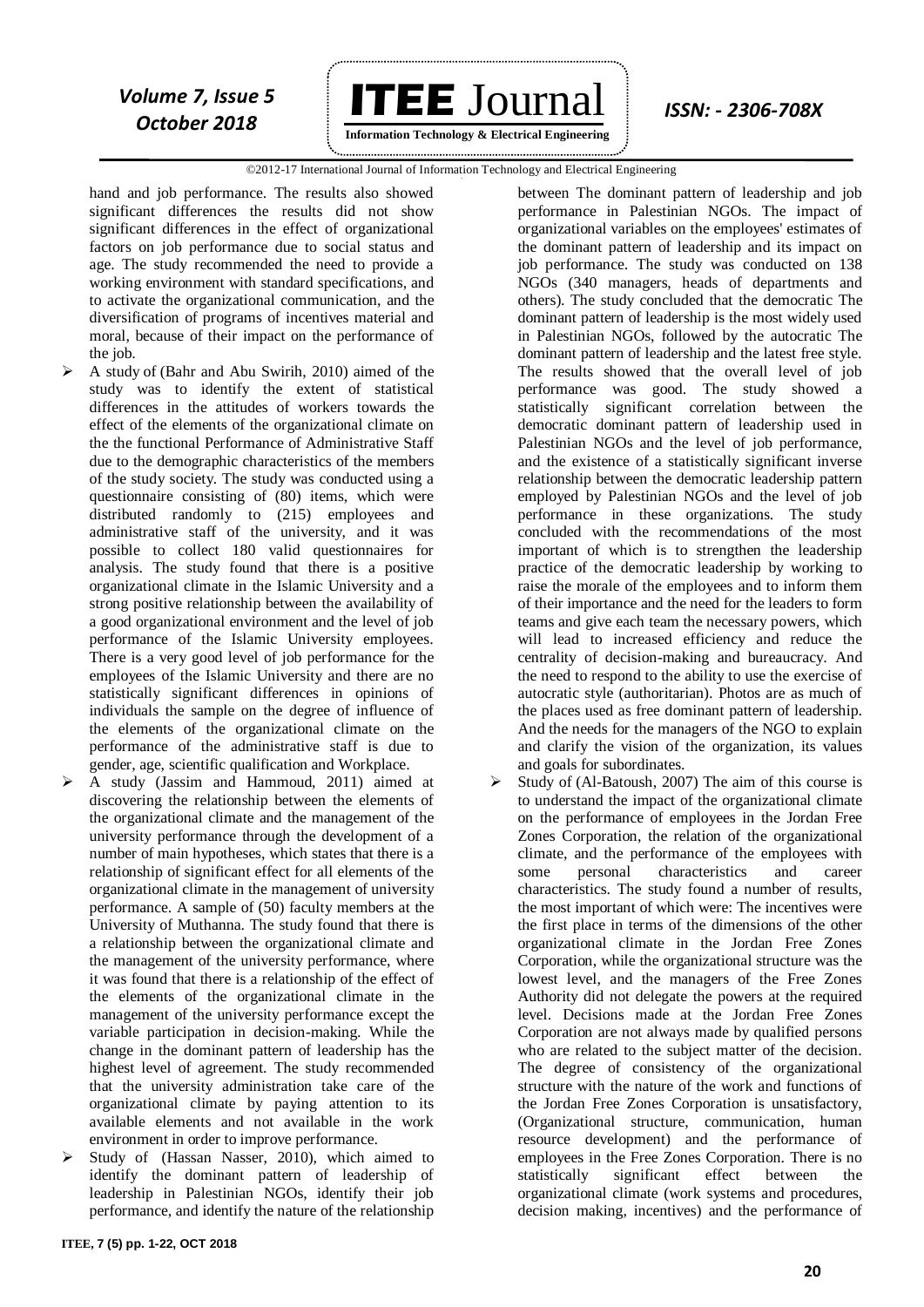hand and job performance. The results also showed significant differences the results did not show significant differences in the effect of organizational factors on job performance due to social status and age. The study recommended the need to provide a working environment with standard specifications, and to activate the organizational communication, and the diversification of programs of incentives material and moral, because of their impact on the performance of the job.

- A study of (Bahr and Abu Swirih, 2010) aimed of the study was to identify the extent of statistical differences in the attitudes of workers towards the effect of the elements of the organizational climate on the the functional Performance of Administrative Staff due to the demographic characteristics of the members of the study society. The study was conducted using a questionnaire consisting of (80) items, which were distributed randomly to (215) employees and administrative staff of the university, and it was possible to collect 180 valid questionnaires for analysis. The study found that there is a positive organizational climate in the Islamic University and a strong positive relationship between the availability of a good organizational environment and the level of job performance of the Islamic University employees. There is a very good level of job performance for the employees of the Islamic University and there are no statistically significant differences in opinions of individuals the sample on the degree of influence of the elements of the organizational climate on the performance of the administrative staff is due to gender, age, scientific qualification and Workplace.
- A study (Jassim and Hammoud, 2011) aimed at discovering the relationship between the elements of the organizational climate and the management of the university performance through the development of a number of main hypotheses, which states that there is a relationship of significant effect for all elements of the organizational climate in the management of university performance. A sample of (50) faculty members at the University of Muthanna. The study found that there is a relationship between the organizational climate and the management of the university performance, where it was found that there is a relationship of the effect of the elements of the organizational climate in the management of the university performance except the variable participation in decision-making. While the change in the dominant pattern of leadership has the highest level of agreement. The study recommended that the university administration take care of the organizational climate by paying attention to its available elements and not available in the work environment in order to improve performance.
- Study of (Hassan Nasser, 2010), which aimed to identify the dominant pattern of leadership of leadership in Palestinian NGOs, identify their job performance, and identify the nature of the relationship between The dominant pattern of leadership and job performance in Palestinian NGOs. The impact of organizational variables on the employees' estimates of the dominant pattern of leadership and its impact on job performance. The study was conducted on 138 NGOs (340 managers, heads of departments and others). The study concluded that the democratic The dominant pattern of leadership is the most widely used in Palestinian NGOs, followed by the autocratic The dominant pattern of leadership and the latest free style. The results showed that the overall level of job performance was good. The study showed a statistically significant correlation between the democratic dominant pattern of leadership used in Palestinian NGOs and the level of job performance, and the existence of a statistically significant inverse relationship between the democratic leadership pattern employed by Palestinian NGOs and the level of job performance in these organizations. The study concluded with the recommendations of the most important of which is to strengthen the leadership practice of the democratic leadership by working to raise the morale of the employees and to inform them of their importance and the need for the leaders to form teams and give each team the necessary powers, which will lead to increased efficiency and reduce the centrality of decision-making and bureaucracy. And the need to respond to the ability to use the exercise of autocratic style (authoritarian). Photos are as much of the places used as free dominant pattern of leadership. And the needs for the managers of the NGO to explain and clarify the vision of the organization, its values and goals for subordinates.
- Study of (Al-Batoush, 2007) The aim of this course is to understand the impact of the organizational climate on the performance of employees in the Jordan Free Zones Corporation, the relation of the organizational climate, and the performance of the employees with some personal characteristics and career characteristics. The study found a number of results, the most important of which were: The incentives were the first place in terms of the dimensions of the other organizational climate in the Jordan Free Zones Corporation, while the organizational structure was the lowest level, and the managers of the Free Zones Authority did not delegate the powers at the required level. Decisions made at the Jordan Free Zones Corporation are not always made by qualified persons who are related to the subject matter of the decision. The degree of consistency of the organizational structure with the nature of the work and functions of the Jordan Free Zones Corporation is unsatisfactory, (Organizational structure, communication, human resource development) and the performance of employees in the Free Zones Corporation. There is no statistically significant effect between the organizational climate (work systems and procedures, decision making, incentives) and the performance of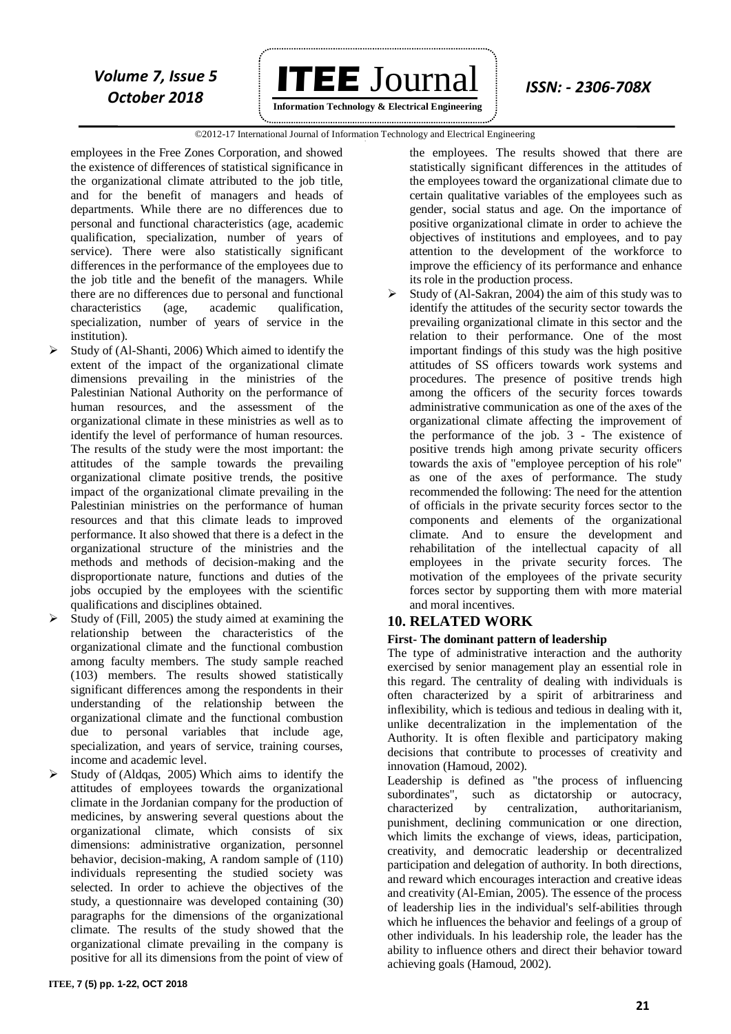employees in the Free Zones Corporation, and showed the existence of differences of statistical significance in the organizational climate attributed to the job title, and for the benefit of managers and heads of departments. While there are no differences due to personal and functional characteristics (age, academic qualification, specialization, number of years of service). There were also statistically significant differences in the performance of the employees due to the job title and the benefit of the managers. While there are no differences due to personal and functional characteristics (age, academic qualification, specialization, number of years of service in the institution).

- Study of (Al-Shanti, 2006) Which aimed to identify the extent of the impact of the organizational climate dimensions prevailing in the ministries of the Palestinian National Authority on the performance of human resources, and the assessment of the organizational climate in these ministries as well as to identify the level of performance of human resources. The results of the study were the most important: the attitudes of the sample towards the prevailing organizational climate positive trends, the positive impact of the organizational climate prevailing in the Palestinian ministries on the performance of human resources and that this climate leads to improved performance. It also showed that there is a defect in the organizational structure of the ministries and the methods and methods of decision-making and the disproportionate nature, functions and duties of the jobs occupied by the employees with the scientific qualifications and disciplines obtained.
- Study of (Fill, 2005) the study aimed at examining the relationship between the characteristics of the organizational climate and the functional combustion among faculty members. The study sample reached (103) members. The results showed statistically significant differences among the respondents in their understanding of the relationship between the organizational climate and the functional combustion due to personal variables that include age, specialization, and years of service, training courses, income and academic level.
- Study of (Aldqas, 2005) Which aims to identify the attitudes of employees towards the organizational climate in the Jordanian company for the production of medicines, by answering several questions about the organizational climate, which consists of six dimensions: administrative organization, personnel behavior, decision-making, A random sample of (110) individuals representing the studied society was selected. In order to achieve the objectives of the study, a questionnaire was developed containing (30) paragraphs for the dimensions of the organizational climate. The results of the study showed that the organizational climate prevailing in the company is positive for all its dimensions from the point of view of the employees. The results showed that there are statistically significant differences in the attitudes of the employees toward the organizational climate due to certain qualitative variables of the employees such as gender, social status and age. On the importance of positive organizational climate in order to achieve the objectives of institutions and employees, and to pay attention to the development of the workforce to improve the efficiency of its performance and enhance its role in the production process.
- Study of (Al-Sakran, 2004) the aim of this study was to identify the attitudes of the security sector towards the prevailing organizational climate in this sector and the relation to their performance. One of the most important findings of this study was the high positive attitudes of SS officers towards work systems and procedures. The presence of positive trends high among the officers of the security forces towards administrative communication as one of the axes of the organizational climate affecting the improvement of the performance of the job. 3 - The existence of positive trends high among private security officers towards the axis of "employee perception of his role" as one of the axes of performance. The study recommended the following: The need for the attention of officials in the private security forces sector to the components and elements of the organizational climate. And to ensure the development and rehabilitation of the intellectual capacity of all employees in the private security forces. The motivation of the employees of the private security forces sector by supporting them with more material and moral incentives.

## 10. RELATED WORK

**First- The dominant pattern of leadership**

The type of administrative interaction and the authority exercised by senior management play an essential role in this regard. The centrality of dealing with individuals is often characterized by a spirit of arbitrariness and inflexibility, which is tedious and tedious in dealing with it, unlike decentralization in the implementation of the Authority. It is often flexible and participatory making decisions that contribute to processes of creativity and innovation (Hamoud, 2002).

Leadership is defined as "the process of influencing subordinates", such as dictatorship or autocracy, characterized by centralization, authoritarianism, punishment, declining communication or one direction, which limits the exchange of views, ideas, participation, creativity, and democratic leadership or decentralized participation and delegation of authority. In both directions, and reward which encourages interaction and creative ideas and creativity (Al-Emian, 2005). The essence of the process of leadership lies in the individual's self-abilities through which he influences the behavior and feelings of a group of other individuals. In his leadership role, the leader has the ability to influence others and direct their behavior toward achieving goals (Hamoud, 2002).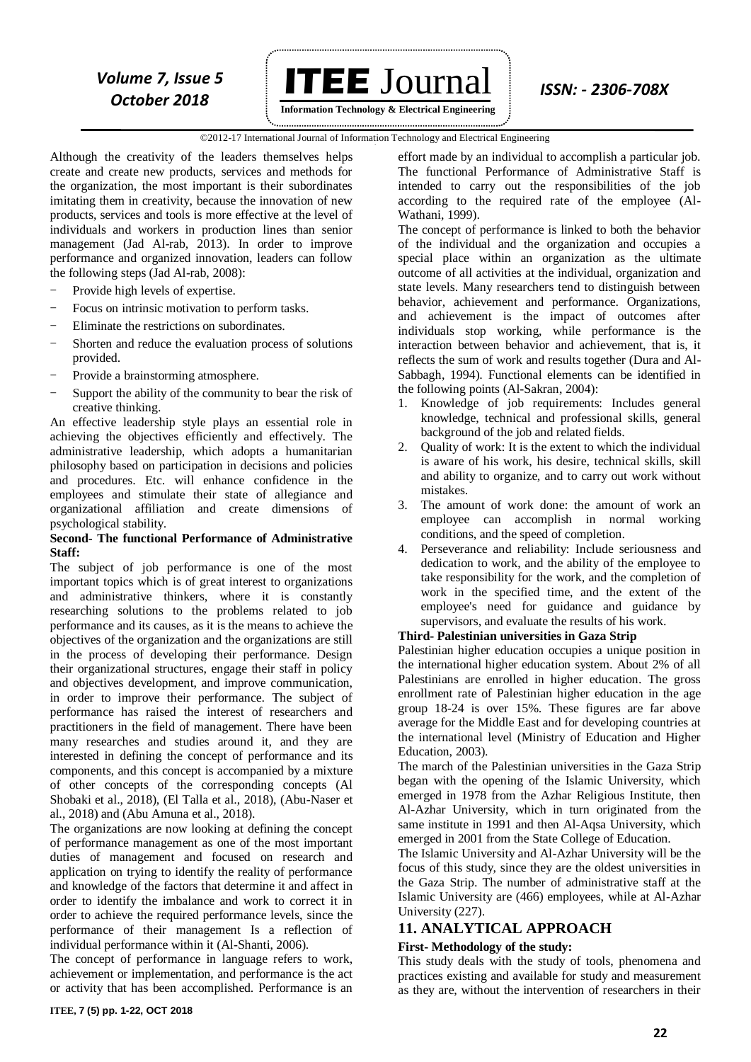Although the creativity of the leaders themselves helps create and create new products, services and methods for the organization, the most important is their subordinates imitating them in creativity, because the innovation of new products, services and tools is more effective at the level of individuals and workers in production lines than senior management (Jad Al-rab, 2013). In order to improve performance and organized innovation, leaders can follow the following steps (Jad Al-rab, 2008):

- Provide high levels of expertise.
- Focus on intrinsic motivation to perform tasks.
- Eliminate the restrictions on subordinates.
- Shorten and reduce the evaluation process of solutions provided.
- Provide a brainstorming atmosphere.
- Support the ability of the community to bear the risk of creative thinking.

An effective leadership style plays an essential role in achieving the objectives efficiently and effectively. The administrative leadership, which adopts a humanitarian philosophy based on participation in decisions and policies and procedures. Etc. will enhance confidence in the employees and stimulate their state of allegiance and organizational affiliation and create dimensions of psychological stability.

**Second- The functional Performance of Administrative Staff:**

The subject of job performance is one of the most important topics which is of great interest to organizations and administrative thinkers, where it is constantly researching solutions to the problems related to job performance and its causes, as it is the means to achieve the objectives of the organization and the organizations are still in the process of developing their performance. Design their organizational structures, engage their staff in policy and objectives development, and improve communication, in order to improve their performance. The subject of performance has raised the interest of researchers and practitioners in the field of management. There have been many researches and studies around it, and they are interested in defining the concept of performance and its components, and this concept is accompanied by a mixture of other concepts of the corresponding concepts (Al Shobaki et al., 2018), (El Talla et al., 2018), (Abu-Naser et al., 2018) and (Abu Amuna et al., 2018).

The organizations are now looking at defining the concept of performance management as one of the most important duties of management and focused on research and application on trying to identify the reality of performance and knowledge of the factors that determine it and affect in order to identify the imbalance and work to correct it in order to achieve the required performance levels, since the performance of their management Is a reflection of individual performance within it (Al-Shanti, 2006).

The concept of performance in language refers to work, achievement or implementation, and performance is the act or activity that has been accomplished. Performance is an effort made by an individual to accomplish a particular job. The functional Performance of Administrative Staff is intended to carry out the responsibilities of the job according to the required rate of the employee (Al-Wathani, 1999).

The concept of performance is linked to both the behavior of the individual and the organization and occupies a special place within an organization as the ultimate outcome of all activities at the individual, organization and state levels. Many researchers tend to distinguish between behavior, achievement and performance. Organizations, and achievement is the impact of outcomes after individuals stop working, while performance is the interaction between behavior and achievement, that is, it reflects the sum of work and results together (Dura and Al-Sabbagh, 1994). Functional elements can be identified in the following points (Al-Sakran, 2004):

1. Knowledge of job requirements: Includes general knowledge, technical and professional skills, general background of the job and related fields.
2. Quality of work: It is the extent to which the individual is aware of his work, his desire, technical skills, skill and ability to organize, and to carry out work without mistakes.
3. The amount of work done: the amount of work an employee can accomplish in normal working conditions, and the speed of completion.
4. Perseverance and reliability: Include seriousness and dedication to work, and the ability of the employee to take responsibility for the work, and the completion of work in the specified time, and the extent of the employee's need for guidance and guidance by supervisors, and evaluate the results of his work.

**Third- Palestinian universities in Gaza Strip**

Palestinian higher education occupies a unique position in the international higher education system. About 2% of all Palestinians are enrolled in higher education. The gross enrollment rate of Palestinian higher education in the age group 18-24 is over 15%. These figures are far above average for the Middle East and for developing countries at the international level (Ministry of Education and Higher Education, 2003).

The march of the Palestinian universities in the Gaza Strip began with the opening of the Islamic University, which emerged in 1978 from the Azhar Religious Institute, then Al-Azhar University, which in turn originated from the same institute in 1991 and then Al-Aqsa University, which emerged in 2001 from the State College of Education.

The Islamic University and Al-Azhar University will be the focus of this study, since they are the oldest universities in the Gaza Strip. The number of administrative staff at the Islamic University are (466) employees, while at Al-Azhar University (227).

## 11. ANALYTICAL APPROACH

**First- Methodology of the study:**

This study deals with the study of tools, phenomena and practices existing and available for study and measurement as they are, without the intervention of researchers in their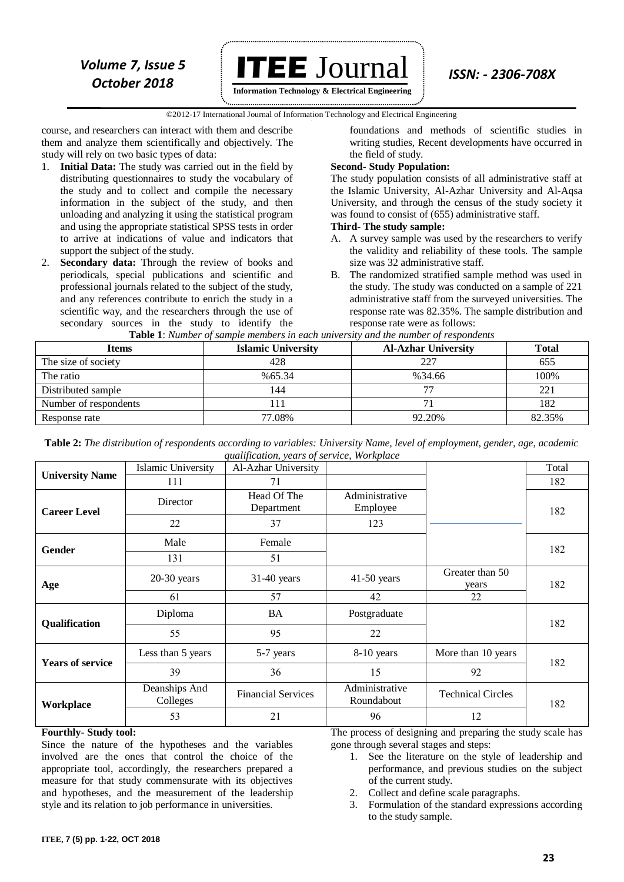course, and researchers can interact with them and describe them and analyze them scientifically and objectively. The study will rely on two basic types of data:

1. **Initial Data:** The study was carried out in the field by distributing questionnaires to study the vocabulary of the study and to collect and compile the necessary information in the subject of the study, and then unloading and analyzing it using the statistical program and using the appropriate statistical SPSS tests in order to arrive at indications of value and indicators that support the subject of the study.
2. **Secondary data:** Through the review of books and periodicals, special publications and scientific and professional journals related to the subject of the study, and any references contribute to enrich the study in a scientific way, and the researchers through the use of secondary sources in the study to identify the foundations and methods of scientific studies in writing studies, Recent developments have occurred in the field of study.

**Second- Study Population:**

The study population consists of all administrative staff at the Islamic University, Al-Azhar University and Al-Aqsa University, and through the census of the study society it was found to consist of (655) administrative staff.

**Third- The study sample:**

A. A survey sample was used by the researchers to verify the validity and reliability of these tools. The sample size was 32 administrative staff.

B. The randomized stratified sample method was used in the study. The study was conducted on a sample of 221 administrative staff from the surveyed universities. The response rate was 82.35%. The sample distribution and response rate were as follows:

**Table 1**: *Number of sample members in each university and the number of respondents*

| Items | Islamic University | Al-Azhar University | Total |
|---|---|---|---|
| The size of society | 428 | 227 | 655 |
| The ratio | %65.34 | %34.66 | 100% |
| Distributed sample | 144 | 77 | 221 |
| Number of respondents | 111 | 71 | 182 |
| Response rate | 77.08% | 92.20% | 82.35% |

**Table 2:** *The distribution of respondents according to variables: University Name, level of employment, gender, age, academic qualification, years of service, Workplace*

| | | | | | Total |
|---|---|---|---|---|---|
| **University Name** | Islamic University | Al-Azhar University | | | Total |
| | 111 | 71 | | | 182 |
| **Career Level** | Director | Head Of The Department | Administrative Employee | | 182 |
| | 22 | 37 | 123 | | |
| **Gender** | Male | Female | | | 182 |
| | 131 | 51 | | | |
| **Age** | 20-30 years | 31-40 years | 41-50 years | Greater than 50 years | 182 |
| | 61 | 57 | 42 | 22 | |
| **Qualification** | Diploma | BA | Postgraduate | | 182 |
| | 55 | 95 | 22 | | |
| **Years of service** | Less than 5 years | 5-7 years | 8-10 years | More than 10 years | 182 |
| | 39 | 36 | 15 | 92 | |
| **Workplace** | Deanships And Colleges | Financial Services | Administrative Roundabout | Technical Circles | 182 |
| | 53 | 21 | 96 | 12 | |

**Fourthly- Study tool:**

Since the nature of the hypotheses and the variables involved are the ones that control the choice of the appropriate tool, accordingly, the researchers prepared a measure for that study commensurate with its objectives and hypotheses, and the measurement of the leadership style and its relation to job performance in universities.

The process of designing and preparing the study scale has gone through several stages and steps:

1. See the literature on the style of leadership and performance, and previous studies on the subject of the current study.
2. Collect and define scale paragraphs.
3. Formulation of the standard expressions according to the study sample.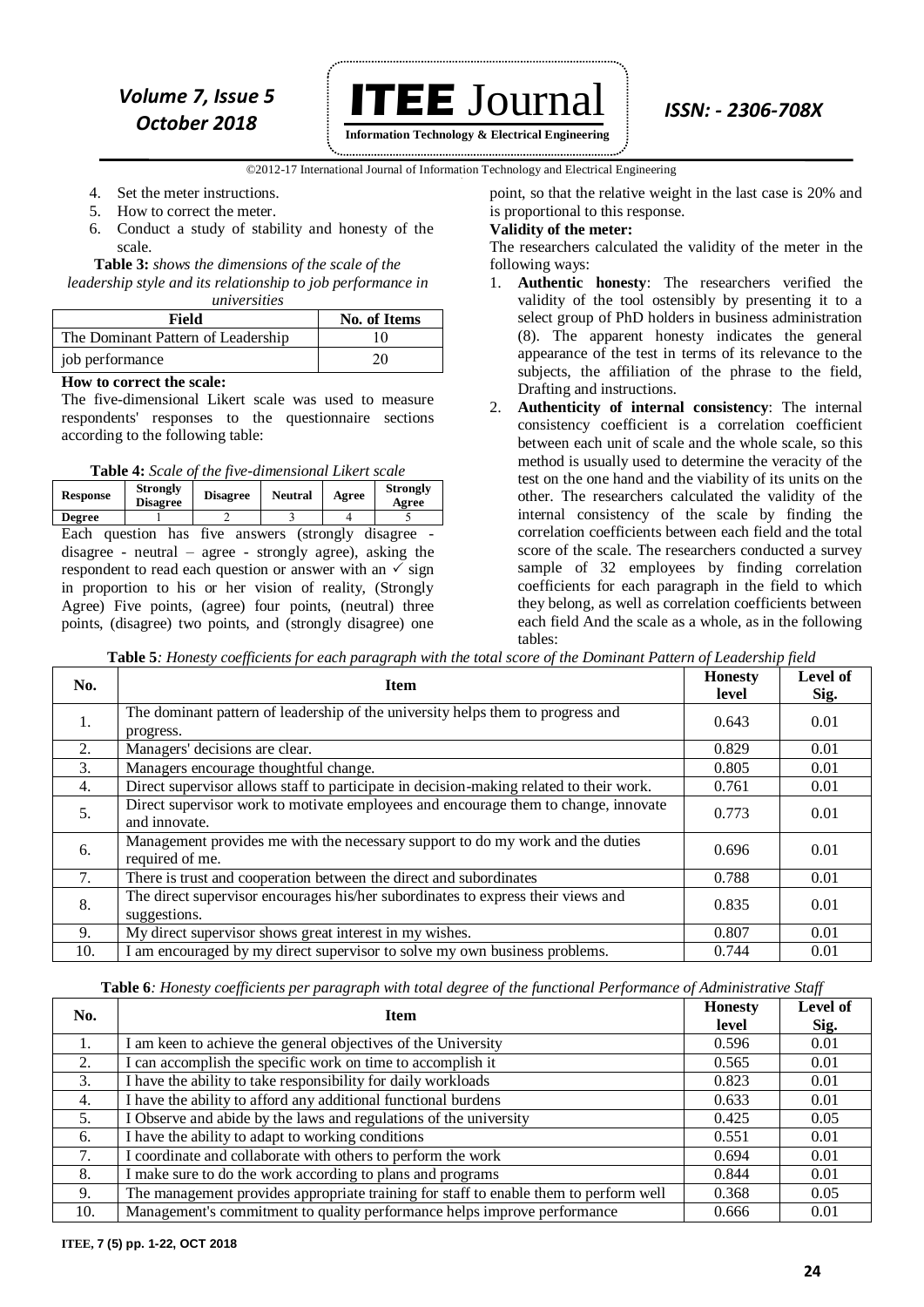4. Set the meter instructions.
5. How to correct the meter.
6. Conduct a study of stability and honesty of the scale.

**Table 3:** *shows the dimensions of the scale of the leadership style and its relationship to job performance in universities*

| Field | No. of Items |
|---|---|
| The Dominant Pattern of Leadership | 10 |
| job performance | 20 |

**How to correct the scale:**

The five-dimensional Likert scale was used to measure respondents' responses to the questionnaire sections according to the following table:

**Table 4:** *Scale of the five-dimensional Likert scale*

| Response | Strongly Disagree | Disagree | Neutral | Agree | Strongly Agree |
|---|---|---|---|---|---|
| Degree | 1 | 2 | 3 | 4 | 5 |

Each question has five answers (strongly disagree - disagree - neutral – agree - strongly agree), asking the respondent to read each question or answer with an ✓ sign in proportion to his or her vision of reality, (Strongly Agree) Five points, (agree) four points, (neutral) three points, (disagree) two points, and (strongly disagree) one point, so that the relative weight in the last case is 20% and is proportional to this response.

**Validity of the meter:**

The researchers calculated the validity of the meter in the following ways:

1. **Authentic honesty**: The researchers verified the validity of the tool ostensibly by presenting it to a select group of PhD holders in business administration (8). The apparent honesty indicates the general appearance of the test in terms of its relevance to the subjects, the affiliation of the phrase to the field, Drafting and instructions.
2. **Authenticity of internal consistency**: The internal consistency coefficient is a correlation coefficient between each unit of scale and the whole scale, so this method is usually used to determine the veracity of the test on the one hand and the viability of its units on the other. The researchers calculated the validity of the internal consistency of the scale by finding the correlation coefficients between each field and the total score of the scale. The researchers conducted a survey sample of 32 employees by finding correlation coefficients for each paragraph in the field to which they belong, as well as correlation coefficients between each field And the scale as a whole, as in the following tables:

**Table 5**: *Honesty coefficients for each paragraph with the total score of the Dominant Pattern of Leadership field*

| No. | Item | Honesty level | Level of Sig. |
|---|---|---|---|
| 1. | The dominant pattern of leadership of the university helps them to progress and progress. | 0.643 | 0.01 |
| 2. | Managers' decisions are clear. | 0.829 | 0.01 |
| 3. | Managers encourage thoughtful change. | 0.805 | 0.01 |
| 4. | Direct supervisor allows staff to participate in decision-making related to their work. | 0.761 | 0.01 |
| 5. | Direct supervisor work to motivate employees and encourage them to change, innovate and innovate. | 0.773 | 0.01 |
| 6. | Management provides me with the necessary support to do my work and the duties required of me. | 0.696 | 0.01 |
| 7. | There is trust and cooperation between the direct and subordinates | 0.788 | 0.01 |
| 8. | The direct supervisor encourages his/her subordinates to express their views and suggestions. | 0.835 | 0.01 |
| 9. | My direct supervisor shows great interest in my wishes. | 0.807 | 0.01 |
| 10. | I am encouraged by my direct supervisor to solve my own business problems. | 0.744 | 0.01 |

**Table 6**: *Honesty coefficients per paragraph with total degree of the functional Performance of Administrative Staff*

| No. | Item | Honesty level | Level of Sig. |
|---|---|---|---|
| 1. | I am keen to achieve the general objectives of the University | 0.596 | 0.01 |
| 2. | I can accomplish the specific work on time to accomplish it | 0.565 | 0.01 |
| 3. | I have the ability to take responsibility for daily workloads | 0.823 | 0.01 |
| 4. | I have the ability to afford any additional functional burdens | 0.633 | 0.01 |
| 5. | I Observe and abide by the laws and regulations of the university | 0.425 | 0.05 |
| 6. | I have the ability to adapt to working conditions | 0.551 | 0.01 |
| 7. | I coordinate and collaborate with others to perform the work | 0.694 | 0.01 |
| 8. | I make sure to do the work according to plans and programs | 0.844 | 0.01 |
| 9. | The management provides appropriate training for staff to enable them to perform well | 0.368 | 0.05 |
| 10. | Management's commitment to quality performance helps improve performance | 0.666 | 0.01 |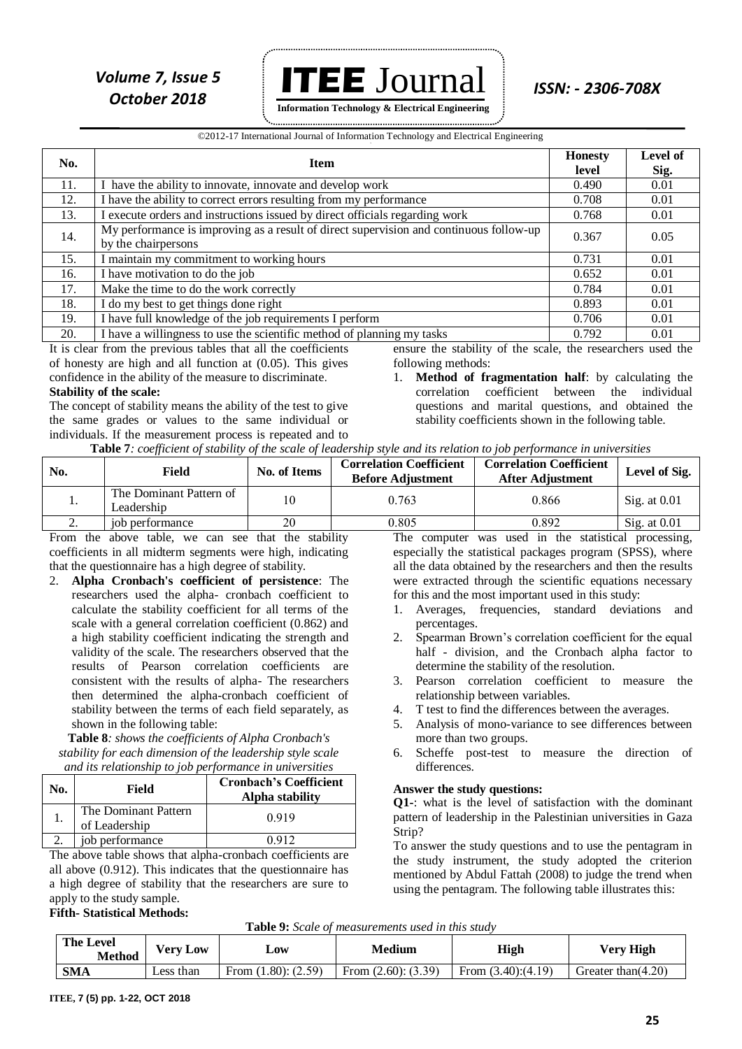| No. | Item | Honesty level | Level of Sig. |
|---|---|---|---|
| 11. | I have the ability to innovate, innovate and develop work | 0.490 | 0.01 |
| 12. | I have the ability to correct errors resulting from my performance | 0.708 | 0.01 |
| 13. | I execute orders and instructions issued by direct officials regarding work | 0.768 | 0.01 |
| 14. | My performance is improving as a result of direct supervision and continuous follow-up by the chairpersons | 0.367 | 0.05 |
| 15. | I maintain my commitment to working hours | 0.731 | 0.01 |
| 16. | I have motivation to do the job | 0.652 | 0.01 |
| 17. | Make the time to do the work correctly | 0.784 | 0.01 |
| 18. | I do my best to get things done right | 0.893 | 0.01 |
| 19. | I have full knowledge of the job requirements I perform | 0.706 | 0.01 |
| 20. | I have a willingness to use the scientific method of planning my tasks | 0.792 | 0.01 |

It is clear from the previous tables that all the coefficients of honesty are high and all function at (0.05). This gives confidence in the ability of the measure to discriminate.

**Stability of the scale:**

The concept of stability means the ability of the test to give the same grades or values to the same individual or individuals. If the measurement process is repeated and to ensure the stability of the scale, the researchers used the following methods:

1. **Method of fragmentation half**: by calculating the correlation coefficient between the individual questions and marital questions, and obtained the stability coefficients shown in the following table.

**Table 7***: coefficient of stability of the scale of leadership style and its relation to job performance in universities*

| No. | Field | No. of Items | Correlation Coefficient Before Adjustment | Correlation Coefficient After Adjustment | Level of Sig. |
|---|---|---|---|---|---|
| 1. | The Dominant Pattern of Leadership | 10 | 0.763 | 0.866 | Sig. at 0.01 |
| 2. | job performance | 20 | 0.805 | 0.892 | Sig. at 0.01 |

From the above table, we can see that the stability coefficients in all midterm segments were high, indicating that the questionnaire has a high degree of stability.

2. **Alpha Cronbach's coefficient of persistence**: The researchers used the alpha- cronbach coefficient to calculate the stability coefficient for all terms of the scale with a general correlation coefficient (0.862) and a high stability coefficient indicating the strength and validity of the scale. The researchers observed that the results of Pearson correlation coefficients are consistent with the results of alpha- The researchers then determined the alpha-cronbach coefficient of stability between the terms of each field separately, as shown in the following table:

**Table 8***: shows the coefficients of Alpha Cronbach's stability for each dimension of the leadership style scale and its relationship to job performance in universities*

| No. | Field | Cronbach's Coefficient Alpha stability |
|---|---|---|
| 1. | The Dominant Pattern of Leadership | 0.919 |
| 2. | job performance | 0.912 |

The above table shows that alpha-cronbach coefficients are all above (0.912). This indicates that the questionnaire has a high degree of stability that the researchers are sure to apply to the study sample.

**Fifth- Statistical Methods:**

The computer was used in the statistical processing, especially the statistical packages program (SPSS), where all the data obtained by the researchers and then the results were extracted through the scientific equations necessary for this and the most important used in this study:

1. Averages, frequencies, standard deviations and percentages.
2. Spearman Brown's correlation coefficient for the equal half - division, and the Cronbach alpha factor to determine the stability of the resolution.
3. Pearson correlation coefficient to measure the relationship between variables.
4. T test to find the differences between the averages.
5. Analysis of mono-variance to see differences between more than two groups.
6. Scheffe post-test to measure the direction of differences.

**Answer the study questions:**

**Q1-**: what is the level of satisfaction with the dominant pattern of leadership in the Palestinian universities in Gaza Strip?

To answer the study questions and to use the pentagram in the study instrument, the study adopted the criterion mentioned by Abdul Fattah (2008) to judge the trend when using the pentagram. The following table illustrates this:

**Table 9:** *Scale of measurements used in this study*

| The Level / Method | Very Low | Low | Medium | High | Very High |
|---|---|---|---|---|---|
| **SMA** | Less than | From (1.80): (2.59) | From (2.60): (3.39) | From (3.40):(4.19) | Greater than(4.20) |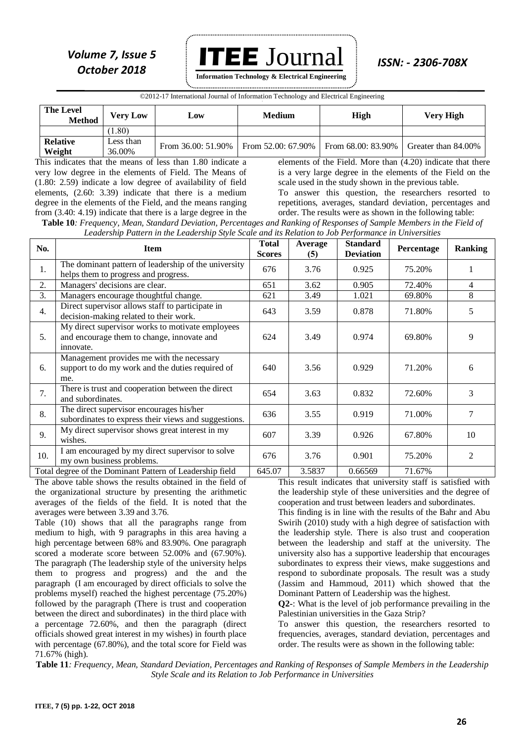| The Level / Method | Very Low | Low | Medium | High | Very High |
|---|---|---|---|---|---|
| | (1.80) | | | | |
| Relative Weight | Less than 36.00% | From 36.00: 51.90% | From 52.00: 67.90% | From 68.00: 83.90% | Greater than 84.00% |

This indicates that the means of less than 1.80 indicate a very low degree in the elements of Field. The Means of (1.80: 2.59) indicate a low degree of availability of field elements, (2.60: 3.39) indicate that there is a medium degree in the elements of the Field, and the means ranging from (3.40: 4.19) indicate that there is a large degree in the elements of the Field. More than (4.20) indicate that there is a very large degree in the elements of the Field on the scale used in the study shown in the previous table.

To answer this question, the researchers resorted to repetitions, averages, standard deviation, percentages and order. The results were as shown in the following table:

**Table 10**: *Frequency, Mean, Standard Deviation, Percentages and Ranking of Responses of Sample Members in the Field of Leadership Pattern in the Leadership Style Scale and its Relation to Job Performance in Universities*

| No. | Item | Total Scores | Average (5) | Standard Deviation | Percentage | Ranking |
|---|---|---|---|---|---|---|
| 1. | The dominant pattern of leadership of the university helps them to progress and progress. | 676 | 3.76 | 0.925 | 75.20% | 1 |
| 2. | Managers' decisions are clear. | 651 | 3.62 | 0.905 | 72.40% | 4 |
| 3. | Managers encourage thoughtful change. | 621 | 3.49 | 1.021 | 69.80% | 8 |
| 4. | Direct supervisor allows staff to participate in decision-making related to their work. | 643 | 3.59 | 0.878 | 71.80% | 5 |
| 5. | My direct supervisor works to motivate employees and encourage them to change, innovate and innovate. | 624 | 3.49 | 0.974 | 69.80% | 9 |
| 6. | Management provides me with the necessary support to do my work and the duties required of me. | 640 | 3.56 | 0.929 | 71.20% | 6 |
| 7. | There is trust and cooperation between the direct and subordinates. | 654 | 3.63 | 0.832 | 72.60% | 3 |
| 8. | The direct supervisor encourages his/her subordinates to express their views and suggestions. | 636 | 3.55 | 0.919 | 71.00% | 7 |
| 9. | My direct supervisor shows great interest in my wishes. | 607 | 3.39 | 0.926 | 67.80% | 10 |
| 10. | I am encouraged by my direct supervisor to solve my own business problems. | 676 | 3.76 | 0.901 | 75.20% | 2 |
| Total degree of the Dominant Pattern of Leadership field | | 645.07 | 3.5837 | 0.66569 | 71.67% | |

The above table shows the results obtained in the field of the organizational structure by presenting the arithmetic averages of the fields of the field. It is noted that the averages were between 3.39 and 3.76.

Table (10) shows that all the paragraphs range from medium to high, with 9 paragraphs in this area having a high percentage between 68% and 83.90%. One paragraph scored a moderate score between 52.00% and (67.90%). The paragraph (The leadership style of the university helps them to progress and progress) and the and the paragraph (I am encouraged by direct officials to solve the problems myself) reached the highest percentage (75.20%) followed by the paragraph (There is trust and cooperation between the direct and subordinates) in the third place with a percentage 72.60%, and then the paragraph (direct officials showed great interest in my wishes) in fourth place with percentage (67.80%), and the total score for Field was 71.67% (high).

This result indicates that university staff is satisfied with the leadership style of these universities and the degree of cooperation and trust between leaders and subordinates.

This finding is in line with the results of the Bahr and Abu Swirih (2010) study with a high degree of satisfaction with the leadership style. There is also trust and cooperation between the leadership and staff at the university. The university also has a supportive leadership that encourages subordinates to express their views, make suggestions and respond to subordinate proposals. The result was a study (Jassim and Hammoud, 2011) which showed that the Dominant Pattern of Leadership was the highest.

**Q2-**: What is the level of job performance prevailing in the Palestinian universities in the Gaza Strip?

To answer this question, the researchers resorted to frequencies, averages, standard deviation, percentages and order. The results were as shown in the following table:

**Table 11**: *Frequency, Mean, Standard Deviation, Percentages and Ranking of Responses of Sample Members in the Leadership Style Scale and its Relation to Job Performance in Universities*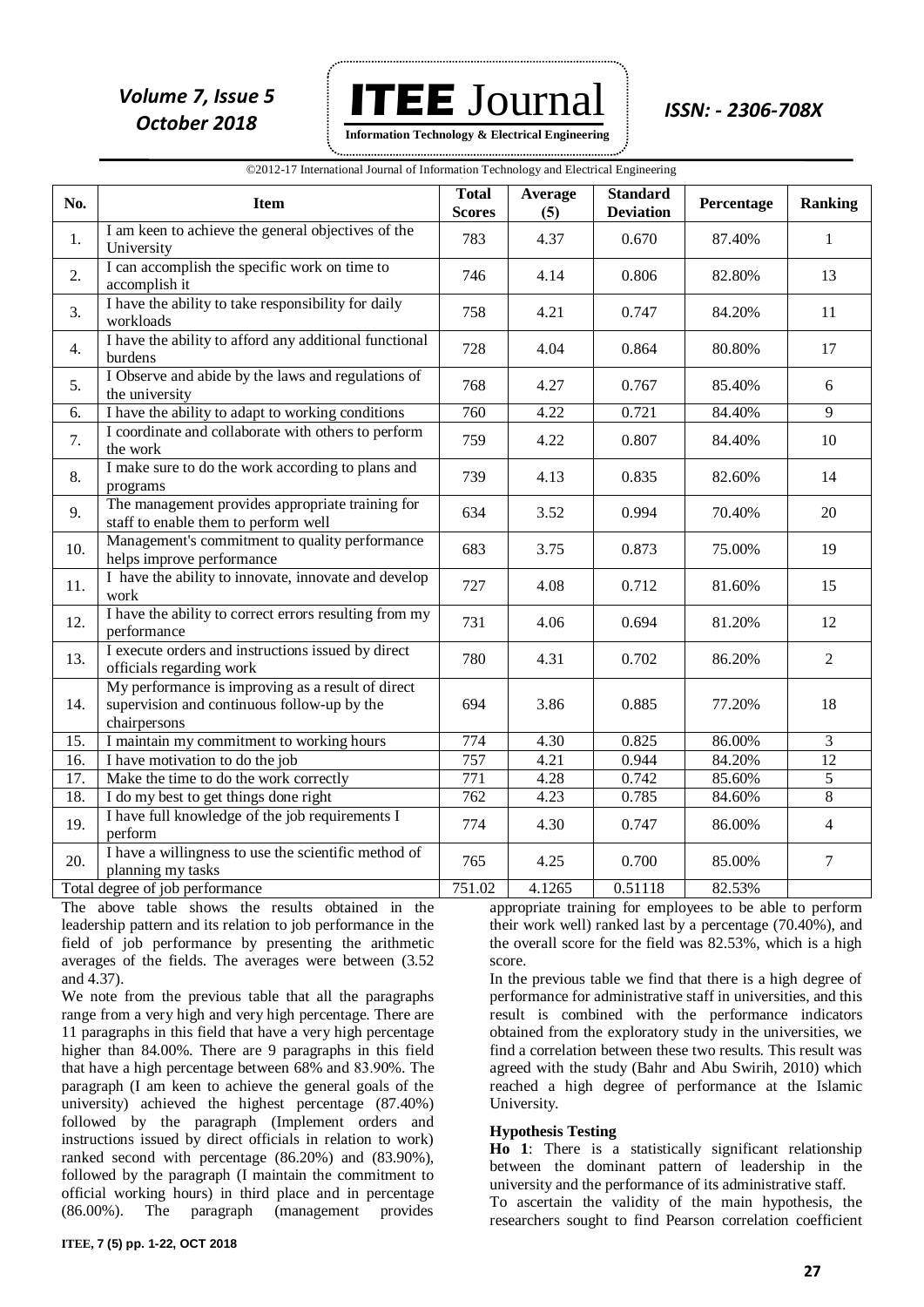| No. | Item | Total Scores | Average (5) | Standard Deviation | Percentage | Ranking |
|---|---|---|---|---|---|---|
| 1. | I am keen to achieve the general objectives of the University | 783 | 4.37 | 0.670 | 87.40% | 1 |
| 2. | I can accomplish the specific work on time to accomplish it | 746 | 4.14 | 0.806 | 82.80% | 13 |
| 3. | I have the ability to take responsibility for daily workloads | 758 | 4.21 | 0.747 | 84.20% | 11 |
| 4. | I have the ability to afford any additional functional burdens | 728 | 4.04 | 0.864 | 80.80% | 17 |
| 5. | I Observe and abide by the laws and regulations of the university | 768 | 4.27 | 0.767 | 85.40% | 6 |
| 6. | I have the ability to adapt to working conditions | 760 | 4.22 | 0.721 | 84.40% | 9 |
| 7. | I coordinate and collaborate with others to perform the work | 759 | 4.22 | 0.807 | 84.40% | 10 |
| 8. | I make sure to do the work according to plans and programs | 739 | 4.13 | 0.835 | 82.60% | 14 |
| 9. | The management provides appropriate training for staff to enable them to perform well | 634 | 3.52 | 0.994 | 70.40% | 20 |
| 10. | Management's commitment to quality performance helps improve performance | 683 | 3.75 | 0.873 | 75.00% | 19 |
| 11. | I have the ability to innovate, innovate and develop work | 727 | 4.08 | 0.712 | 81.60% | 15 |
| 12. | I have the ability to correct errors resulting from my performance | 731 | 4.06 | 0.694 | 81.20% | 12 |
| 13. | I execute orders and instructions issued by direct officials regarding work | 780 | 4.31 | 0.702 | 86.20% | 2 |
| 14. | My performance is improving as a result of direct supervision and continuous follow-up by the chairpersons | 694 | 3.86 | 0.885 | 77.20% | 18 |
| 15. | I maintain my commitment to working hours | 774 | 4.30 | 0.825 | 86.00% | 3 |
| 16. | I have motivation to do the job | 757 | 4.21 | 0.944 | 84.20% | 12 |
| 17. | Make the time to do the work correctly | 771 | 4.28 | 0.742 | 85.60% | 5 |
| 18. | I do my best to get things done right | 762 | 4.23 | 0.785 | 84.60% | 8 |
| 19. | I have full knowledge of the job requirements I perform | 774 | 4.30 | 0.747 | 86.00% | 4 |
| 20. | I have a willingness to use the scientific method of planning my tasks | 765 | 4.25 | 0.700 | 85.00% | 7 |
| Total degree of job performance | | 751.02 | 4.1265 | 0.51118 | 82.53% | |

The above table shows the results obtained in the leadership pattern and its relation to job performance in the field of job performance by presenting the arithmetic averages of the fields. The averages were between (3.52 and 4.37).

We note from the previous table that all the paragraphs range from a very high and very high percentage. There are 11 paragraphs in this field that have a very high percentage higher than 84.00%. There are 9 paragraphs in this field that have a high percentage between 68% and 83.90%. The paragraph (I am keen to achieve the general goals of the university) achieved the highest percentage (87.40%) followed by the paragraph (Implement orders and instructions issued by direct officials in relation to work) ranked second with percentage (86.20%) and (83.90%), followed by the paragraph (I maintain the commitment to official working hours) in third place and in percentage (86.00%). The paragraph (management provides appropriate training for employees to be able to perform their work well) ranked last by a percentage (70.40%), and the overall score for the field was 82.53%, which is a high score.

In the previous table we find that there is a high degree of performance for administrative staff in universities, and this result is combined with the performance indicators obtained from the exploratory study in the universities, we find a correlation between these two results. This result was agreed with the study (Bahr and Abu Swirih, 2010) which reached a high degree of performance at the Islamic University.

#### Hypothesis Testing

**Ho 1**: There is a statistically significant relationship between the dominant pattern of leadership in the university and the performance of its administrative staff.

To ascertain the validity of the main hypothesis, the researchers sought to find Pearson correlation coefficient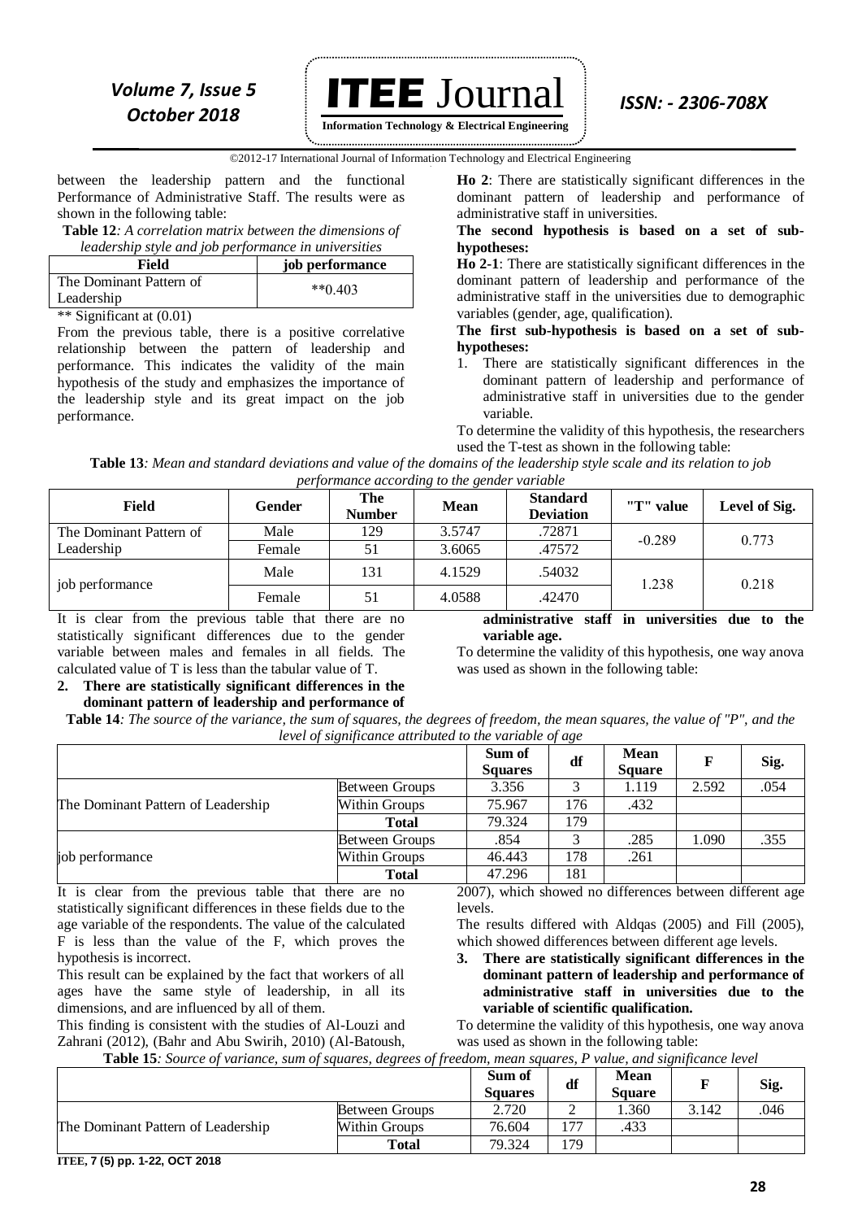between the leadership pattern and the functional Performance of Administrative Staff. The results were as shown in the following table:

**Table 12***: A correlation matrix between the dimensions of leadership style and job performance in universities*

| Field | job performance |
|---|---|
| The Dominant Pattern of Leadership | **0.403 |

** Significant at (0.01)

From the previous table, there is a positive correlative relationship between the pattern of leadership and performance. This indicates the validity of the main hypothesis of the study and emphasizes the importance of the leadership style and its great impact on the job performance.

**Ho 2**: There are statistically significant differences in the dominant pattern of leadership and performance of administrative staff in universities.

**The second hypothesis is based on a set of sub-hypotheses:**

**Ho 2-1**: There are statistically significant differences in the dominant pattern of leadership and performance of the administrative staff in the universities due to demographic variables (gender, age, qualification).

**The first sub-hypothesis is based on a set of sub-hypotheses:**

1. There are statistically significant differences in the dominant pattern of leadership and performance of administrative staff in universities due to the gender variable.

To determine the validity of this hypothesis, the researchers used the T-test as shown in the following table:

**Table 13***: Mean and standard deviations and value of the domains of the leadership style scale and its relation to job performance according to the gender variable*

| Field | Gender | The Number | Mean | Standard Deviation | "T" value | Level of Sig. |
|---|---|---|---|---|---|---|
| The Dominant Pattern of Leadership | Male | 129 | 3.5747 | .72871 | -0.289 | 0.773 |
| | Female | 51 | 3.6065 | .47572 | | |
| job performance | Male | 131 | 4.1529 | .54032 | 1.238 | 0.218 |
| | Female | 51 | 4.0588 | .42470 | | |

It is clear from the previous table that there are no statistically significant differences due to the gender variable between males and females in all fields. The calculated value of T is less than the tabular value of T.

2. **There are statistically significant differences in the dominant pattern of leadership and performance of administrative staff in universities due to the variable age.**

To determine the validity of this hypothesis, one way anova was used as shown in the following table:

**Table 14***: The source of the variance, the sum of squares, the degrees of freedom, the mean squares, the value of "P", and the level of significance attributed to the variable of age*

| | | Sum of Squares | df | Mean Square | F | Sig. |
|---|---|---|---|---|---|---|
| The Dominant Pattern of Leadership | Between Groups | 3.356 | 3 | 1.119 | 2.592 | .054 |
| | Within Groups | 75.967 | 176 | .432 | | |
| | **Total** | 79.324 | 179 | | | |
| job performance | Between Groups | .854 | 3 | .285 | 1.090 | .355 |
| | Within Groups | 46.443 | 178 | .261 | | |
| | **Total** | 47.296 | 181 | | | |

It is clear from the previous table that there are no statistically significant differences in these fields due to the age variable of the respondents. The value of the calculated F is less than the value of the F, which proves the hypothesis is incorrect.

This result can be explained by the fact that workers of all ages have the same style of leadership, in all its dimensions, and are influenced by all of them.

This finding is consistent with the studies of Al-Louzi and Zahrani (2012), (Bahr and Abu Swirih, 2010) (Al-Batoush, 2007), which showed no differences between different age levels.

The results differed with Aldqas (2005) and Fill (2005), which showed differences between different age levels.

3. **There are statistically significant differences in the dominant pattern of leadership and performance of administrative staff in universities due to the variable of scientific qualification.**

To determine the validity of this hypothesis, one way anova was used as shown in the following table:

**Table 15***: Source of variance, sum of squares, degrees of freedom, mean squares, P value, and significance level*

| | | Sum of Squares | df | Mean Square | F | Sig. |
|---|---|---|---|---|---|---|
| The Dominant Pattern of Leadership | Between Groups | 2.720 | 2 | 1.360 | 3.142 | .046 |
| | Within Groups | 76.604 | 177 | .433 | | |
| | **Total** | 79.324 | 179 | | | |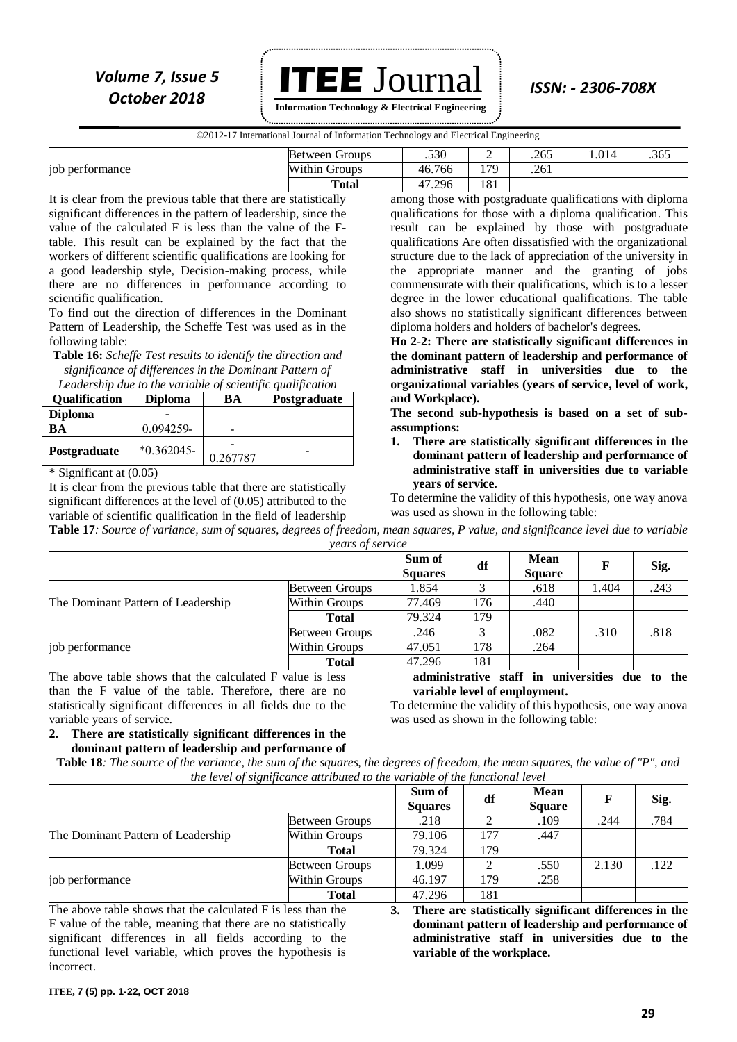| | | | | | | |
|---|---|---|---|---|---|---|
| job performance | Between Groups | .530 | 2 | .265 | 1.014 | .365 |
| | Within Groups | 46.766 | 179 | .261 | | |
| | **Total** | 47.296 | 181 | | | |

It is clear from the previous table that there are statistically significant differences in the pattern of leadership, since the value of the calculated F is less than the value of the F-table. This result can be explained by the fact that the workers of different scientific qualifications are looking for a good leadership style, Decision-making process, while there are no differences in performance according to scientific qualification.

To find out the direction of differences in the Dominant Pattern of Leadership, the Scheffe Test was used as in the following table:

**Table 16:** *Scheffe Test results to identify the direction and significance of differences in the Dominant Pattern of Leadership due to the variable of scientific qualification*

| Qualification | Diploma | BA | Postgraduate |
|---|---|---|---|
| **Diploma** | - | | |
| **BA** | 0.094259- | - | |
| **Postgraduate** | *0.362045- | -0.267787 | - |

\* Significant at (0.05)

It is clear from the previous table that there are statistically significant differences at the level of (0.05) attributed to the variable of scientific qualification in the field of leadership among those with postgraduate qualifications with diploma qualifications for those with a diploma qualification. This result can be explained by those with postgraduate qualifications Are often dissatisfied with the organizational structure due to the lack of appreciation of the university in the appropriate manner and the granting of jobs commensurate with their qualifications, which is to a lesser degree in the lower educational qualifications. The table also shows no statistically significant differences between diploma holders and holders of bachelor's degrees.

**Ho 2-2: There are statistically significant differences in the dominant pattern of leadership and performance of administrative staff in universities due to the organizational variables (years of service, level of work, and Workplace).**

**The second sub-hypothesis is based on a set of sub-assumptions:**

1. **There are statistically significant differences in the dominant pattern of leadership and performance of administrative staff in universities due to variable years of service.**

To determine the validity of this hypothesis, one way anova was used as shown in the following table:

**Table 17***: Source of variance, sum of squares, degrees of freedom, mean squares, P value, and significance level due to variable years of service*

| | | Sum of Squares | df | Mean Square | F | Sig. |
|---|---|---|---|---|---|---|
| The Dominant Pattern of Leadership | Between Groups | 1.854 | 3 | .618 | 1.404 | .243 |
| | Within Groups | 77.469 | 176 | .440 | | |
| | **Total** | 79.324 | 179 | | | |
| job performance | Between Groups | .246 | 3 | .082 | .310 | .818 |
| | Within Groups | 47.051 | 178 | .264 | | |
| | **Total** | 47.296 | 181 | | | |

The above table shows that the calculated F value is less than the F value of the table. Therefore, there are no statistically significant differences in all fields due to the variable years of service.

2. **There are statistically significant differences in the dominant pattern of leadership and performance of administrative staff in universities due to the variable level of employment.**

To determine the validity of this hypothesis, one way anova was used as shown in the following table:

**Table 18***: The source of the variance, the sum of the squares, the degrees of freedom, the mean squares, the value of "P", and the level of significance attributed to the variable of the functional level*

| | | Sum of Squares | df | Mean Square | F | Sig. |
|---|---|---|---|---|---|---|
| The Dominant Pattern of Leadership | Between Groups | .218 | 2 | .109 | .244 | .784 |
| | Within Groups | 79.106 | 177 | .447 | | |
| | **Total** | 79.324 | 179 | | | |
| job performance | Between Groups | 1.099 | 2 | .550 | 2.130 | .122 |
| | Within Groups | 46.197 | 179 | .258 | | |
| | **Total** | 47.296 | 181 | | | |

The above table shows that the calculated F is less than the F value of the table, meaning that there are no statistically significant differences in all fields according to the functional level variable, which proves the hypothesis is incorrect.

3. **There are statistically significant differences in the dominant pattern of leadership and performance of administrative staff in universities due to the variable of the workplace.**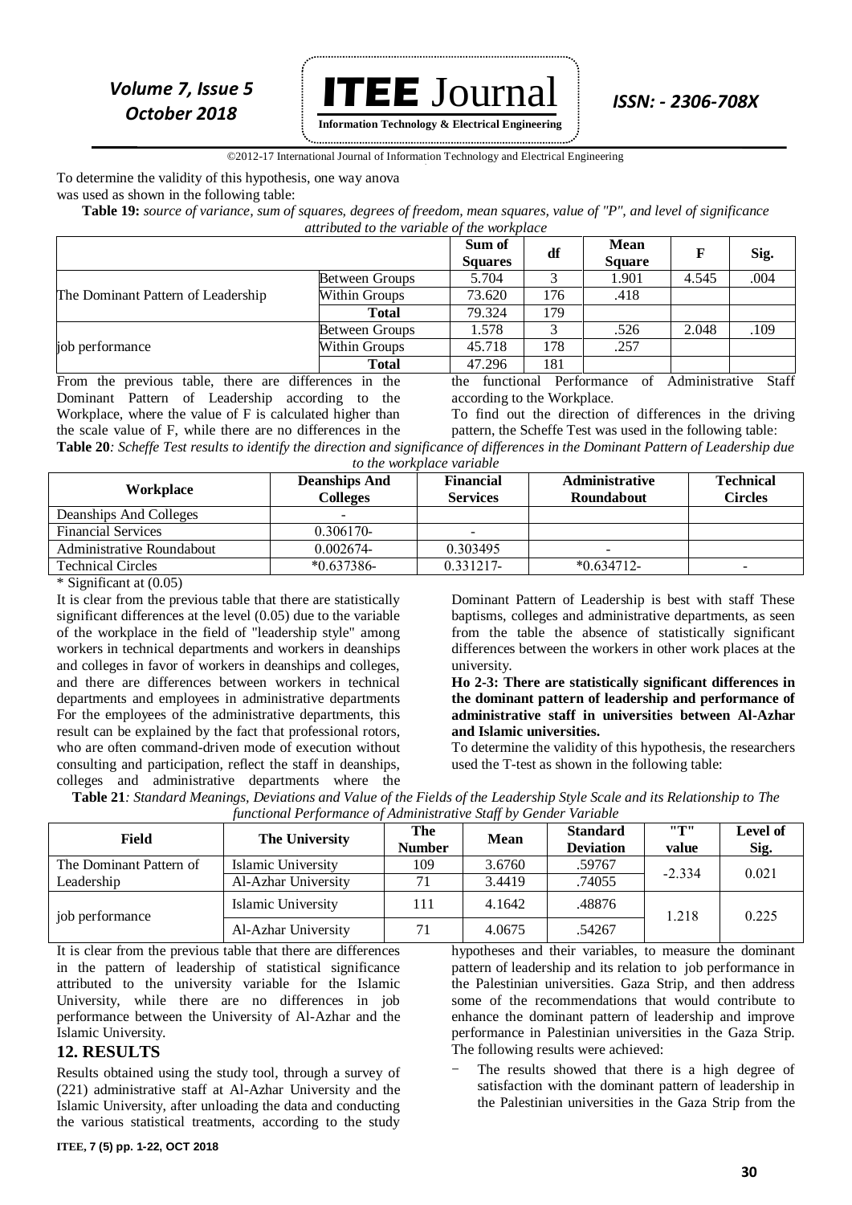To determine the validity of this hypothesis, one way anova was used as shown in the following table:

**Table 19:** *source of variance, sum of squares, degrees of freedom, mean squares, value of "P", and level of significance attributed to the variable of the workplace*

| | | Sum of Squares | df | Mean Square | F | Sig. |
|---|---|---|---|---|---|---|
| The Dominant Pattern of Leadership | Between Groups | 5.704 | 3 | 1.901 | 4.545 | .004 |
| | Within Groups | 73.620 | 176 | .418 | | |
| | **Total** | 79.324 | 179 | | | |
| job performance | Between Groups | 1.578 | 3 | .526 | 2.048 | .109 |
| | Within Groups | 45.718 | 178 | .257 | | |
| | **Total** | 47.296 | 181 | | | |

From the previous table, there are differences in the Dominant Pattern of Leadership according to the Workplace, where the value of F is calculated higher than the scale value of F, while there are no differences in the the functional Performance of Administrative Staff according to the Workplace.

To find out the direction of differences in the driving pattern, the Scheffe Test was used in the following table:

**Table 20***: Scheffe Test results to identify the direction and significance of differences in the Dominant Pattern of Leadership due to the workplace variable*

| Workplace | Deanships And Colleges | Financial Services | Administrative Roundabout | Technical Circles |
|---|---|---|---|---|
| Deanships And Colleges | - | | | |
| Financial Services | 0.306170- | - | | |
| Administrative Roundabout | 0.002674- | 0.303495 | - | |
| Technical Circles | *0.637386- | 0.331217- | *0.634712- | - |

* Significant at (0.05)

It is clear from the previous table that there are statistically significant differences at the level (0.05) due to the variable of the workplace in the field of "leadership style" among workers in technical departments and workers in deanships and colleges in favor of workers in deanships and colleges, and there are differences between workers in technical departments and employees in administrative departments For the employees of the administrative departments, this result can be explained by the fact that professional rotors, who are often command-driven mode of execution without consulting and participation, reflect the staff in deanships, colleges and administrative departments where the Dominant Pattern of Leadership is best with staff These baptisms, colleges and administrative departments, as seen from the table the absence of statistically significant differences between the workers in other work places at the university.

**Ho 2-3: There are statistically significant differences in the dominant pattern of leadership and performance of administrative staff in universities between Al-Azhar and Islamic universities.**

To determine the validity of this hypothesis, the researchers used the T-test as shown in the following table:

**Table 21***: Standard Meanings, Deviations and Value of the Fields of the Leadership Style Scale and its Relationship to The functional Performance of Administrative Staff by Gender Variable*

| Field | The University | The Number | Mean | Standard Deviation | "T" value | Level of Sig. |
|---|---|---|---|---|---|---|
| The Dominant Pattern of Leadership | Islamic University | 109 | 3.6760 | .59767 | -2.334 | 0.021 |
| | Al-Azhar University | 71 | 3.4419 | .74055 | | |
| job performance | Islamic University | 111 | 4.1642 | .48876 | 1.218 | 0.225 |
| | Al-Azhar University | 71 | 4.0675 | .54267 | | |

It is clear from the previous table that there are differences in the pattern of leadership of statistical significance attributed to the university variable for the Islamic University, while there are no differences in job performance between the University of Al-Azhar and the Islamic University.

## 12. RESULTS

Results obtained using the study tool, through a survey of (221) administrative staff at Al-Azhar University and the Islamic University, after unloading the data and conducting the various statistical treatments, according to the study hypotheses and their variables, to measure the dominant pattern of leadership and its relation to job performance in the Palestinian universities. Gaza Strip, and then address some of the recommendations that would contribute to enhance the dominant pattern of leadership and improve performance in Palestinian universities in the Gaza Strip. The following results were achieved:

- The results showed that there is a high degree of satisfaction with the dominant pattern of leadership in the Palestinian universities in the Gaza Strip from the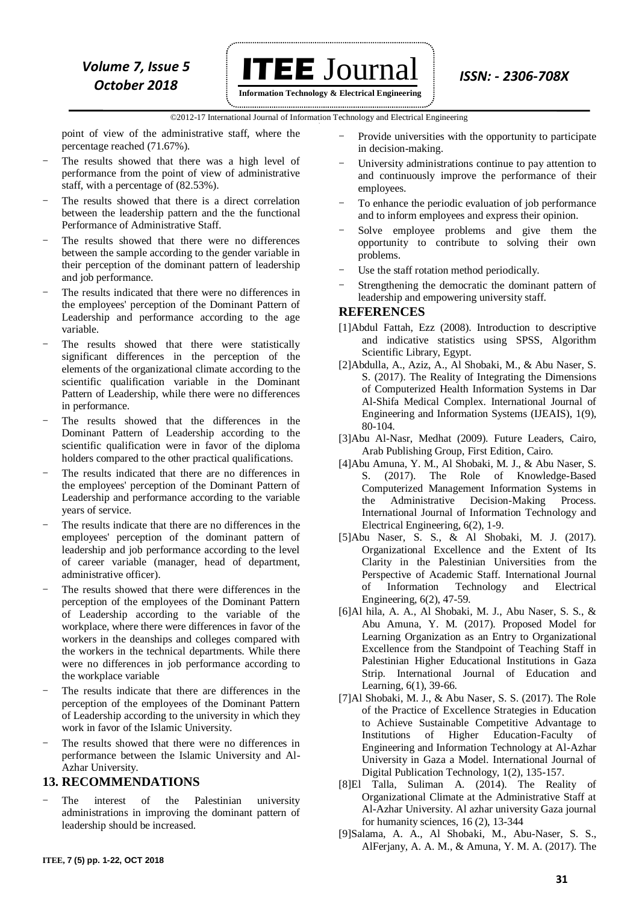point of view of the administrative staff, where the percentage reached (71.67%).

- The results showed that there was a high level of performance from the point of view of administrative staff, with a percentage of (82.53%).
- The results showed that there is a direct correlation between the leadership pattern and the the functional Performance of Administrative Staff.
- The results showed that there were no differences between the sample according to the gender variable in their perception of the dominant pattern of leadership and job performance.
- The results indicated that there were no differences in the employees' perception of the Dominant Pattern of Leadership and performance according to the age variable.
- The results showed that there were statistically significant differences in the perception of the elements of the organizational climate according to the scientific qualification variable in the Dominant Pattern of Leadership, while there were no differences in performance.
- The results showed that the differences in the Dominant Pattern of Leadership according to the scientific qualification were in favor of the diploma holders compared to the other practical qualifications.
- The results indicated that there are no differences in the employees' perception of the Dominant Pattern of Leadership and performance according to the variable years of service.
- The results indicate that there are no differences in the employees' perception of the dominant pattern of leadership and job performance according to the level of career variable (manager, head of department, administrative officer).
- The results showed that there were differences in the perception of the employees of the Dominant Pattern of Leadership according to the variable of the workplace, where there were differences in favor of the workers in the deanships and colleges compared with the workers in the technical departments. While there were no differences in job performance according to the workplace variable
- The results indicate that there are differences in the perception of the employees of the Dominant Pattern of Leadership according to the university in which they work in favor of the Islamic University.
- The results showed that there were no differences in performance between the Islamic University and Al-Azhar University.

## 13. RECOMMENDATIONS

- The interest of the Palestinian university administrations in improving the dominant pattern of leadership should be increased.
- Provide universities with the opportunity to participate in decision-making.
- University administrations continue to pay attention to and continuously improve the performance of their employees.
- To enhance the periodic evaluation of job performance and to inform employees and express their opinion.
- Solve employee problems and give them the opportunity to contribute to solving their own problems.
- Use the staff rotation method periodically.
- Strengthening the democratic the dominant pattern of leadership and empowering university staff.

## REFERENCES

[1]Abdul Fattah, Ezz (2008). Introduction to descriptive and indicative statistics using SPSS, Algorithm Scientific Library, Egypt.

[2]Abdulla, A., Aziz, A., Al Shobaki, M., & Abu Naser, S. S. (2017). The Reality of Integrating the Dimensions of Computerized Health Information Systems in Dar Al-Shifa Medical Complex. International Journal of Engineering and Information Systems (IJEAIS), 1(9), 80-104.

[3]Abu Al-Nasr, Medhat (2009). Future Leaders, Cairo, Arab Publishing Group, First Edition, Cairo.

[4]Abu Amuna, Y. M., Al Shobaki, M. J., & Abu Naser, S. S. (2017). The Role of Knowledge-Based Computerized Management Information Systems in the Administrative Decision-Making Process. International Journal of Information Technology and Electrical Engineering, 6(2), 1-9.

[5]Abu Naser, S. S., & Al Shobaki, M. J. (2017). Organizational Excellence and the Extent of Its Clarity in the Palestinian Universities from the Perspective of Academic Staff. International Journal of Information Technology and Electrical Engineering, 6(2), 47-59.

[6]Al hila, A. A., Al Shobaki, M. J., Abu Naser, S. S., & Abu Amuna, Y. M. (2017). Proposed Model for Learning Organization as an Entry to Organizational Excellence from the Standpoint of Teaching Staff in Palestinian Higher Educational Institutions in Gaza Strip. International Journal of Education and Learning, 6(1), 39-66.

[7]Al Shobaki, M. J., & Abu Naser, S. S. (2017). The Role of the Practice of Excellence Strategies in Education to Achieve Sustainable Competitive Advantage to Institutions of Higher Education-Faculty of Engineering and Information Technology at Al-Azhar University in Gaza a Model. International Journal of Digital Publication Technology, 1(2), 135-157.

[8]El Talla, Suliman A. (2014). The Reality of Organizational Climate at the Administrative Staff at Al-Azhar University. Al azhar university Gaza journal for humanity sciences, 16 (2), 13-344

[9]Salama, A. A., Al Shobaki, M., Abu-Naser, S. S., AlFerjany, A. A. M., & Amuna, Y. M. A. (2017). The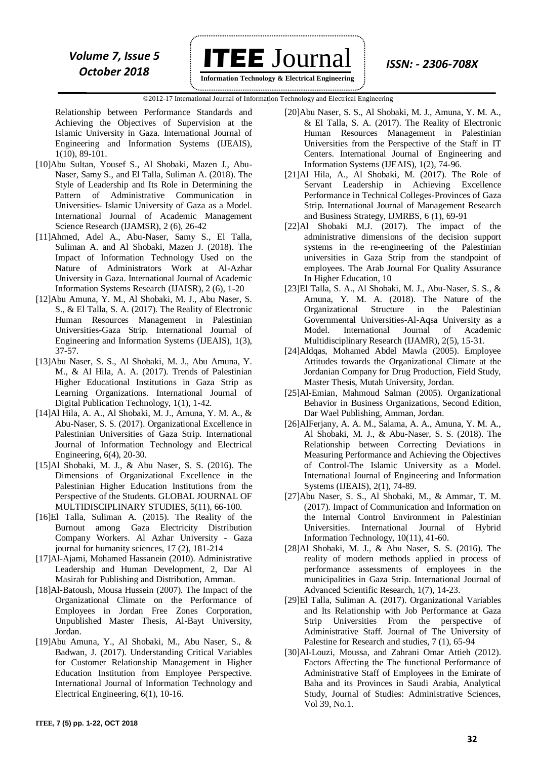Relationship between Performance Standards and Achieving the Objectives of Supervision at the Islamic University in Gaza. International Journal of Engineering and Information Systems (IJEAIS), 1(10), 89-101.

[10]Abu Sultan, Yousef S., Al Shobaki, Mazen J., Abu-Naser, Samy S., and El Talla, Suliman A. (2018). The Style of Leadership and Its Role in Determining the Pattern of Administrative Communication in Universities- Islamic University of Gaza as a Model. International Journal of Academic Management Science Research (IJAMSR), 2 (6), 26-42

[11]Ahmed, Adel A., Abu-Naser, Samy S., El Talla, Suliman A. and Al Shobaki, Mazen J. (2018). The Impact of Information Technology Used on the Nature of Administrators Work at Al-Azhar University in Gaza. International Journal of Academic Information Systems Research (IJAISR), 2 (6), 1-20

[12]Abu Amuna, Y. M., Al Shobaki, M. J., Abu Naser, S. S., & El Talla, S. A. (2017). The Reality of Electronic Human Resources Management in Palestinian Universities-Gaza Strip. International Journal of Engineering and Information Systems (IJEAIS), 1(3), 37-57.

[13]Abu Naser, S. S., Al Shobaki, M. J., Abu Amuna, Y. M., & Al Hila, A. A. (2017). Trends of Palestinian Higher Educational Institutions in Gaza Strip as Learning Organizations. International Journal of Digital Publication Technology, 1(1), 1-42.

[14]Al Hila, A. A., Al Shobaki, M. J., Amuna, Y. M. A., & Abu-Naser, S. S. (2017). Organizational Excellence in Palestinian Universities of Gaza Strip. International Journal of Information Technology and Electrical Engineering, 6(4), 20-30.

[15]Al Shobaki, M. J., & Abu Naser, S. S. (2016). The Dimensions of Organizational Excellence in the Palestinian Higher Education Institutions from the Perspective of the Students. GLOBAL JOURNAL OF MULTIDISCIPLINARY STUDIES, 5(11), 66-100.

[16]El Talla, Suliman A. (2015). The Reality of the Burnout among Gaza Electricity Distribution Company Workers. Al Azhar University - Gaza journal for humanity sciences, 17 (2), 181-214

[17]Al-Ajami, Mohamed Hassanein (2010). Administrative Leadership and Human Development, 2, Dar Al Masirah for Publishing and Distribution, Amman.

[18]Al-Batoush, Mousa Hussein (2007). The Impact of the Organizational Climate on the Performance of Employees in Jordan Free Zones Corporation, Unpublished Master Thesis, Al-Bayt University, Jordan.

[19]Abu Amuna, Y., Al Shobaki, M., Abu Naser, S., & Badwan, J. (2017). Understanding Critical Variables for Customer Relationship Management in Higher Education Institution from Employee Perspective. International Journal of Information Technology and Electrical Engineering, 6(1), 10-16.

[20]Abu Naser, S. S., Al Shobaki, M. J., Amuna, Y. M. A., & El Talla, S. A. (2017). The Reality of Electronic Human Resources Management in Palestinian Universities from the Perspective of the Staff in IT Centers. International Journal of Engineering and Information Systems (IJEAIS), 1(2), 74-96.

[21]Al Hila, A., Al Shobaki, M. (2017). The Role of Servant Leadership in Achieving Excellence Performance in Technical Colleges-Provinces of Gaza Strip. International Journal of Management Research and Business Strategy, IJMRBS, 6 (1), 69-91

[22]Al Shobaki M.J. (2017). The impact of the administrative dimensions of the decision support systems in the re-engineering of the Palestinian universities in Gaza Strip from the standpoint of employees. The Arab Journal For Quality Assurance In Higher Education, 10

[23]El Talla, S. A., Al Shobaki, M. J., Abu-Naser, S. S., & Amuna, Y. M. A. (2018). The Nature of the Organizational Structure in the Palestinian Governmental Universities-Al-Aqsa University as a Model. International Journal of Academic Multidisciplinary Research (IJAMR), 2(5), 15-31.

[24]Aldqas, Mohamed Abdel Mawla (2005). Employee Attitudes towards the Organizational Climate at the Jordanian Company for Drug Production, Field Study, Master Thesis, Mutah University, Jordan.

[25]Al-Emian, Mahmoud Salman (2005). Organizational Behavior in Business Organizations, Second Edition, Dar Wael Publishing, Amman, Jordan.

[26]AlFerjany, A. A. M., Salama, A. A., Amuna, Y. M. A., Al Shobaki, M. J., & Abu-Naser, S. S. (2018). The Relationship between Correcting Deviations in Measuring Performance and Achieving the Objectives of Control-The Islamic University as a Model. International Journal of Engineering and Information Systems (IJEAIS), 2(1), 74-89.

[27]Abu Naser, S. S., Al Shobaki, M., & Ammar, T. M. (2017). Impact of Communication and Information on the Internal Control Environment in Palestinian Universities. International Journal of Hybrid Information Technology, 10(11), 41-60.

[28]Al Shobaki, M. J., & Abu Naser, S. S. (2016). The reality of modern methods applied in process of performance assessments of employees in the municipalities in Gaza Strip. International Journal of Advanced Scientific Research, 1(7), 14-23.

[29]El Talla, Suliman A. (2017). Organizational Variables and Its Relationship with Job Performance at Gaza Strip Universities From the perspective of Administrative Staff. Journal of The University of Palestine for Research and studies, 7 (1), 65-94

[30]Al-Louzi, Moussa, and Zahrani Omar Attieh (2012). Factors Affecting the The functional Performance of Administrative Staff of Employees in the Emirate of Baha and its Provinces in Saudi Arabia, Analytical Study, Journal of Studies: Administrative Sciences, Vol 39, No.1.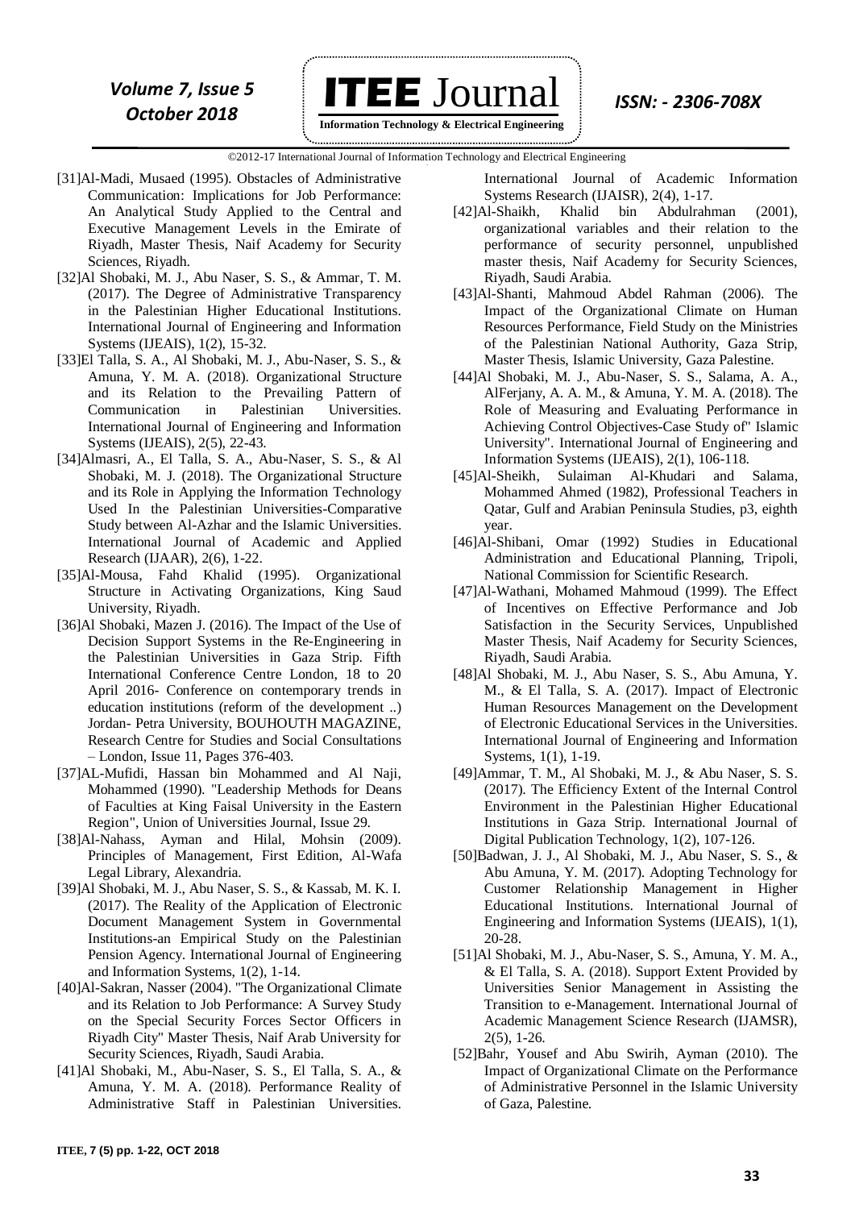[31]Al-Madi, Musaed (1995). Obstacles of Administrative Communication: Implications for Job Performance: An Analytical Study Applied to the Central and Executive Management Levels in the Emirate of Riyadh, Master Thesis, Naif Academy for Security Sciences, Riyadh.

[32]Al Shobaki, M. J., Abu Naser, S. S., & Ammar, T. M. (2017). The Degree of Administrative Transparency in the Palestinian Higher Educational Institutions. International Journal of Engineering and Information Systems (IJEAIS), 1(2), 15-32.

[33]El Talla, S. A., Al Shobaki, M. J., Abu-Naser, S. S., & Amuna, Y. M. A. (2018). Organizational Structure and its Relation to the Prevailing Pattern of Communication in Palestinian Universities. International Journal of Engineering and Information Systems (IJEAIS), 2(5), 22-43.

[34]Almasri, A., El Talla, S. A., Abu-Naser, S. S., & Al Shobaki, M. J. (2018). The Organizational Structure and its Role in Applying the Information Technology Used In the Palestinian Universities-Comparative Study between Al-Azhar and the Islamic Universities. International Journal of Academic and Applied Research (IJAAR), 2(6), 1-22.

[35]Al-Mousa, Fahd Khalid (1995). Organizational Structure in Activating Organizations, King Saud University, Riyadh.

[36]Al Shobaki, Mazen J. (2016). The Impact of the Use of Decision Support Systems in the Re-Engineering in the Palestinian Universities in Gaza Strip. Fifth International Conference Centre London, 18 to 20 April 2016- Conference on contemporary trends in education institutions (reform of the development ..) Jordan- Petra University, BOUHOUTH MAGAZINE, Research Centre for Studies and Social Consultations – London, Issue 11, Pages 376-403.

[37]AL-Mufidi, Hassan bin Mohammed and Al Naji, Mohammed (1990). "Leadership Methods for Deans of Faculties at King Faisal University in the Eastern Region", Union of Universities Journal, Issue 29.

[38]Al-Nahass, Ayman and Hilal, Mohsin (2009). Principles of Management, First Edition, Al-Wafa Legal Library, Alexandria.

[39]Al Shobaki, M. J., Abu Naser, S. S., & Kassab, M. K. I. (2017). The Reality of the Application of Electronic Document Management System in Governmental Institutions-an Empirical Study on the Palestinian Pension Agency. International Journal of Engineering and Information Systems, 1(2), 1-14.

[40]Al-Sakran, Nasser (2004). "The Organizational Climate and its Relation to Job Performance: A Survey Study on the Special Security Forces Sector Officers in Riyadh City" Master Thesis, Naif Arab University for Security Sciences, Riyadh, Saudi Arabia.

[41]Al Shobaki, M., Abu-Naser, S. S., El Talla, S. A., & Amuna, Y. M. A. (2018). Performance Reality of Administrative Staff in Palestinian Universities. International Journal of Academic Information Systems Research (IJAISR), 2(4), 1-17.

[42]Al-Shaikh, Khalid bin Abdulrahman (2001), organizational variables and their relation to the performance of security personnel, unpublished master thesis, Naif Academy for Security Sciences, Riyadh, Saudi Arabia.

[43]Al-Shanti, Mahmoud Abdel Rahman (2006). The Impact of the Organizational Climate on Human Resources Performance, Field Study on the Ministries of the Palestinian National Authority, Gaza Strip, Master Thesis, Islamic University, Gaza Palestine.

[44]Al Shobaki, M. J., Abu-Naser, S. S., Salama, A. A., AlFerjany, A. A. M., & Amuna, Y. M. A. (2018). The Role of Measuring and Evaluating Performance in Achieving Control Objectives-Case Study of" Islamic University". International Journal of Engineering and Information Systems (IJEAIS), 2(1), 106-118.

[45]Al-Sheikh, Sulaiman Al-Khudari and Salama, Mohammed Ahmed (1982), Professional Teachers in Qatar, Gulf and Arabian Peninsula Studies, p3, eighth year.

[46]Al-Shibani, Omar (1992) Studies in Educational Administration and Educational Planning, Tripoli, National Commission for Scientific Research.

[47]Al-Wathani, Mohamed Mahmoud (1999). The Effect of Incentives on Effective Performance and Job Satisfaction in the Security Services, Unpublished Master Thesis, Naif Academy for Security Sciences, Riyadh, Saudi Arabia.

[48]Al Shobaki, M. J., Abu Naser, S. S., Abu Amuna, Y. M., & El Talla, S. A. (2017). Impact of Electronic Human Resources Management on the Development of Electronic Educational Services in the Universities. International Journal of Engineering and Information Systems, 1(1), 1-19.

[49]Ammar, T. M., Al Shobaki, M. J., & Abu Naser, S. S. (2017). The Efficiency Extent of the Internal Control Environment in the Palestinian Higher Educational Institutions in Gaza Strip. International Journal of Digital Publication Technology, 1(2), 107-126.

[50]Badwan, J. J., Al Shobaki, M. J., Abu Naser, S. S., & Abu Amuna, Y. M. (2017). Adopting Technology for Customer Relationship Management in Higher Educational Institutions. International Journal of Engineering and Information Systems (IJEAIS), 1(1), 20-28.

[51]Al Shobaki, M. J., Abu-Naser, S. S., Amuna, Y. M. A., & El Talla, S. A. (2018). Support Extent Provided by Universities Senior Management in Assisting the Transition to e-Management. International Journal of Academic Management Science Research (IJAMSR), 2(5), 1-26.

[52]Bahr, Yousef and Abu Swirih, Ayman (2010). The Impact of Organizational Climate on the Performance of Administrative Personnel in the Islamic University of Gaza, Palestine.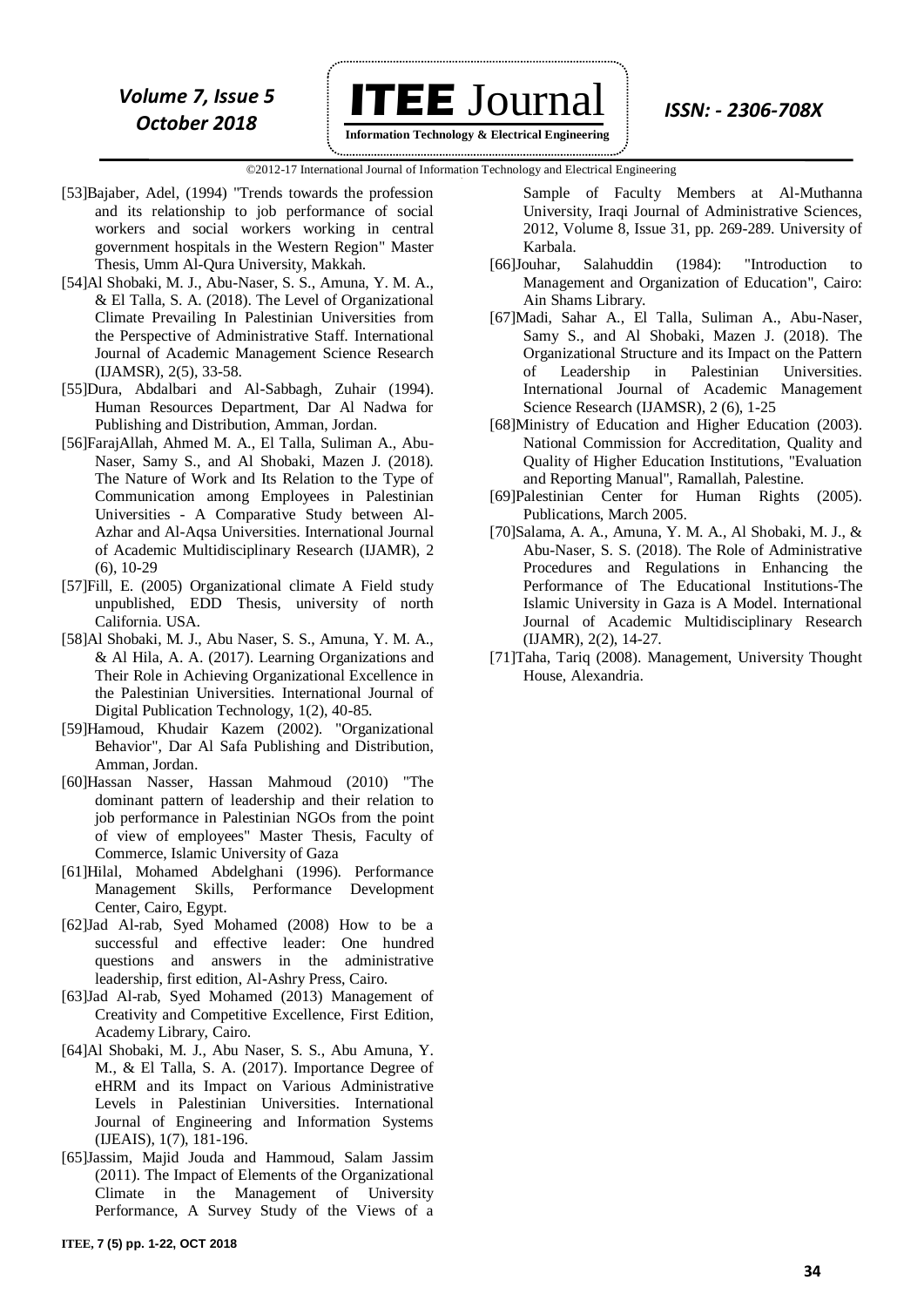[53]Bajaber, Adel, (1994) "Trends towards the profession and its relationship to job performance of social workers and social workers working in central government hospitals in the Western Region" Master Thesis, Umm Al-Qura University, Makkah.

[54]Al Shobaki, M. J., Abu-Naser, S. S., Amuna, Y. M. A., & El Talla, S. A. (2018). The Level of Organizational Climate Prevailing In Palestinian Universities from the Perspective of Administrative Staff. International Journal of Academic Management Science Research (IJAMSR), 2(5), 33-58.

[55]Dura, Abdalbari and Al-Sabbagh, Zuhair (1994). Human Resources Department, Dar Al Nadwa for Publishing and Distribution, Amman, Jordan.

[56]FarajAllah, Ahmed M. A., El Talla, Suliman A., Abu-Naser, Samy S., and Al Shobaki, Mazen J. (2018). The Nature of Work and Its Relation to the Type of Communication among Employees in Palestinian Universities - A Comparative Study between Al-Azhar and Al-Aqsa Universities. International Journal of Academic Multidisciplinary Research (IJAMR), 2 (6), 10-29

[57]Fill, E. (2005) Organizational climate A Field study unpublished, EDD Thesis, university of north California. USA.

[58]Al Shobaki, M. J., Abu Naser, S. S., Amuna, Y. M. A., & Al Hila, A. A. (2017). Learning Organizations and Their Role in Achieving Organizational Excellence in the Palestinian Universities. International Journal of Digital Publication Technology, 1(2), 40-85.

[59]Hamoud, Khudair Kazem (2002). "Organizational Behavior", Dar Al Safa Publishing and Distribution, Amman, Jordan.

[60]Hassan Nasser, Hassan Mahmoud (2010) "The dominant pattern of leadership and their relation to job performance in Palestinian NGOs from the point of view of employees" Master Thesis, Faculty of Commerce, Islamic University of Gaza

[61]Hilal, Mohamed Abdelghani (1996). Performance Management Skills, Performance Development Center, Cairo, Egypt.

[62]Jad Al-rab, Syed Mohamed (2008) How to be a successful and effective leader: One hundred questions and answers in the administrative leadership, first edition, Al-Ashry Press, Cairo.

[63]Jad Al-rab, Syed Mohamed (2013) Management of Creativity and Competitive Excellence, First Edition, Academy Library, Cairo.

[64]Al Shobaki, M. J., Abu Naser, S. S., Abu Amuna, Y. M., & El Talla, S. A. (2017). Importance Degree of eHRM and its Impact on Various Administrative Levels in Palestinian Universities. International Journal of Engineering and Information Systems (IJEAIS), 1(7), 181-196.

[65]Jassim, Majid Jouda and Hammoud, Salam Jassim (2011). The Impact of Elements of the Organizational Climate in the Management of University Performance, A Survey Study of the Views of a Sample of Faculty Members at Al-Muthanna University, Iraqi Journal of Administrative Sciences, 2012, Volume 8, Issue 31, pp. 269-289. University of Karbala.

[66]Jouhar, Salahuddin (1984): "Introduction to Management and Organization of Education", Cairo: Ain Shams Library.

[67]Madi, Sahar A., El Talla, Suliman A., Abu-Naser, Samy S., and Al Shobaki, Mazen J. (2018). The Organizational Structure and its Impact on the Pattern of Leadership in Palestinian Universities. International Journal of Academic Management Science Research (IJAMSR), 2 (6), 1-25

[68]Ministry of Education and Higher Education (2003). National Commission for Accreditation, Quality and Quality of Higher Education Institutions, "Evaluation and Reporting Manual", Ramallah, Palestine.

[69]Palestinian Center for Human Rights (2005). Publications, March 2005.

[70]Salama, A. A., Amuna, Y. M. A., Al Shobaki, M. J., & Abu-Naser, S. S. (2018). The Role of Administrative Procedures and Regulations in Enhancing the Performance of The Educational Institutions-The Islamic University in Gaza is A Model. International Journal of Academic Multidisciplinary Research (IJAMR), 2(2), 14-27.

[71]Taha, Tariq (2008). Management, University Thought House, Alexandria.